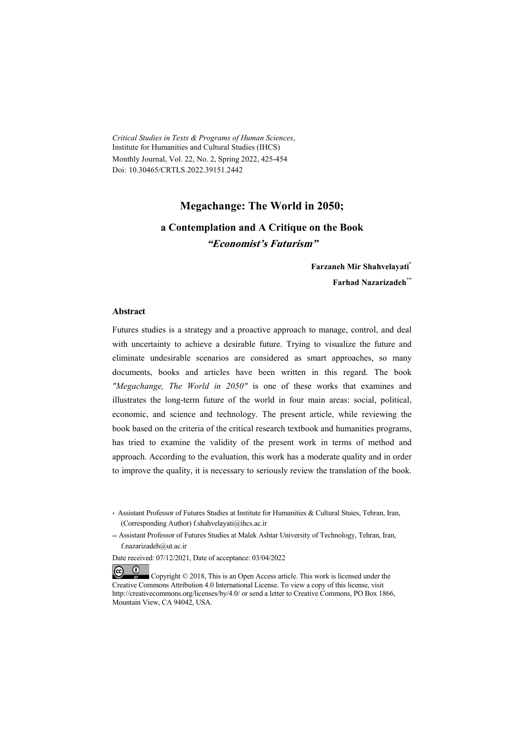*Critical Studies in Texts & Programs of Human Sciences*,
Institute for Humanities and Cultural Studies (IHCS)
Monthly Journal, Vol. 22, No. 2, Spring 2022, 425-454
Doi: 10.30465/CRTLS.2022.39151.2442

# Megachange: The World in 2050;

## a Contemplation and A Critique on the Book *"Economist's Futurism"*

**Farzaneh Mir Shahvelayati***

**Farhad Nazarizadeh****

### Abstract

Futures studies is a strategy and a proactive approach to manage, control, and deal with uncertainty to achieve a desirable future. Trying to visualize the future and eliminate undesirable scenarios are considered as smart approaches, so many documents, books and articles have been written in this regard. The book *"Megachange, The World in 2050"* is one of these works that examines and illustrates the long-term future of the world in four main areas: social, political, economic, and science and technology. The present article, while reviewing the book based on the criteria of the critical research textbook and humanities programs, has tried to examine the validity of the present work in terms of method and approach. According to the evaluation, this work has a moderate quality and in order to improve the quality, it is necessary to seriously review the translation of the book.

\* Assistant Professor of Futures Studies at Institute for Humanities & Cultural Stuies, Tehran, Iran, (Corresponding Author) f.shahvelayati@ihcs.ac.ir

\*\* Assistant Professor of Futures Studies at Malek Ashtar University of Technology, Tehran, Iran, f.nazarizadeh@ut.ac.ir

Date received: 07/12/2021, Date of acceptance: 03/04/2022

Copyright © 2018, This is an Open Access article. This work is licensed under the Creative Commons Attribution 4.0 International License. To view a copy of this license, visit http://creativecommons.org/licenses/by/4.0/ or send a letter to Creative Commons, PO Box 1866, Mountain View, CA 94042, USA.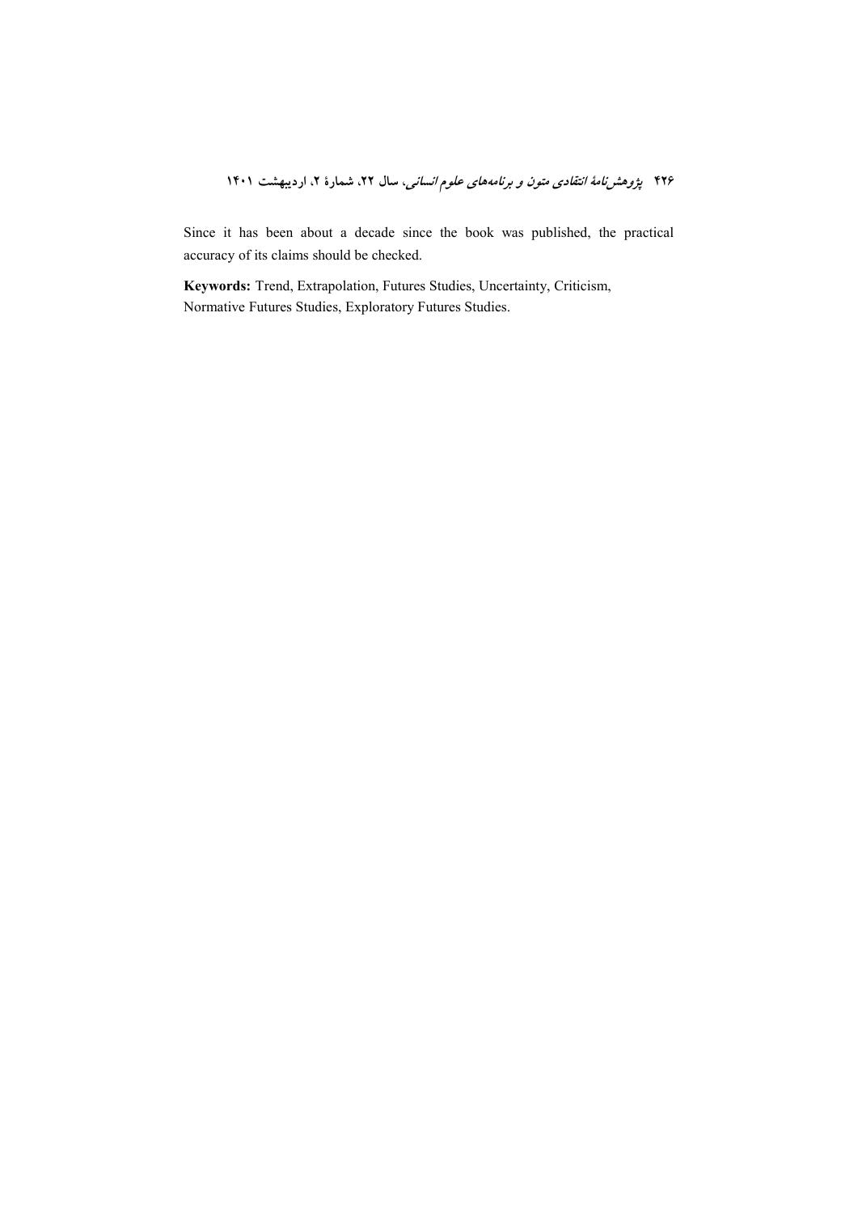Since it has been about a decade since the book was published, the practical accuracy of its claims should be checked.

**Keywords:** Trend, Extrapolation, Futures Studies, Uncertainty, Criticism, Normative Futures Studies, Exploratory Futures Studies.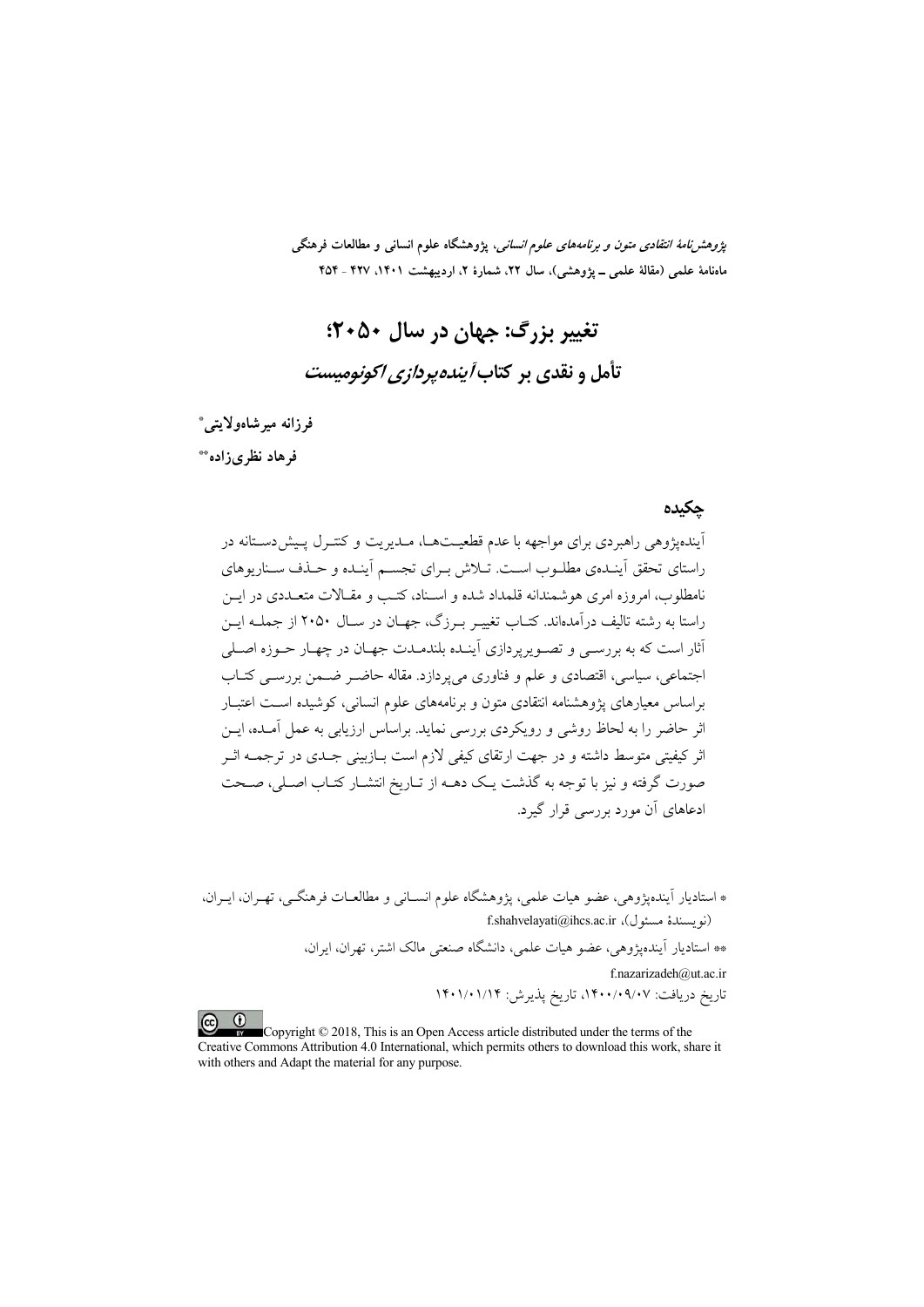*پژوهش‌نامهٔ انتقادی متون و برنامه‌های علوم انسانی*، پژوهشگاه علوم انسانی و مطالعات فرهنگی
ماه‌نامهٔ علمی (مقالهٔ علمی ــ پژوهشی)، سال ۲۲، شمارهٔ ۲، اردیبهشت ۱۴۰۱، ۴۲۷ - ۴۵۴

# تغییر بزرگ: جهان در سال ۲۰۵۰؛
## *تأمل و نقدی بر کتاب آینده‌پردازی اکونومیست*

**فرزانه میرشاه‌ولایتی***

**فرهاد نظری‌زاده****

### چکیده

آینده‌پژوهی راهبردی برای مواجهه با عدم قطعیت‌ها، مدیریت و کنترل پیش‌دستانه در راستای تحقق آینده‌ی مطلوب است. تلاش برای تجسم آینده و حذف سناریوهای نامطلوب، امروزه امری هوشمندانه قلمداد شده و اسناد، کتب و مقالات متعددی در این راستا به رشته تالیف درآمده‌اند. کتاب تغییر بزرگ، جهان در سال ۲۰۵۰ از جمله این آثار است که به بررسی و تصویرپردازی آینده بلندمدت جهان در چهار حوزه اصلی اجتماعی، سیاسی، اقتصادی و علم و فناوری می‌پردازد. مقاله حاضر ضمن بررسی کتاب براساس معیارهای پژوهشنامه انتقادی متون و برنامه‌های علوم انسانی، کوشیده است اعتبار اثر حاضر را به لحاظ روشی و رویکردی بررسی نماید. براساس ارزیابی به عمل آمده، این اثر کیفیتی متوسط داشته و در جهت ارتقای کیفی لازم است بازبینی جدی در ترجمه اثر صورت گرفته و نیز با توجه به گذشت یک دهه از تاریخ انتشار کتاب اصلی، صحت ادعاهای آن مورد بررسی قرار گیرد.

\* استادیار آینده‌پژوهی، عضو هیات علمی، پژوهشگاه علوم انسانی و مطالعات فرهنگی، تهران، ایران، (نویسندهٔ مسئول)، f.shahvelayati@ihcs.ac.ir

\*\* استادیار آینده‌پژوهی، عضو هیات علمی، دانشگاه صنعتی مالک اشتر، تهران، ایران،
f.nazarizadeh@ut.ac.ir

تاریخ دریافت: ۱۴۰۰/۰۹/۰۷، تاریخ پذیرش: ۱۴۰۱/۰۱/۱۴

Copyright © 2018, This is an Open Access article distributed under the terms of the Creative Commons Attribution 4.0 International, which permits others to download this work, share it with others and Adapt the material for any purpose.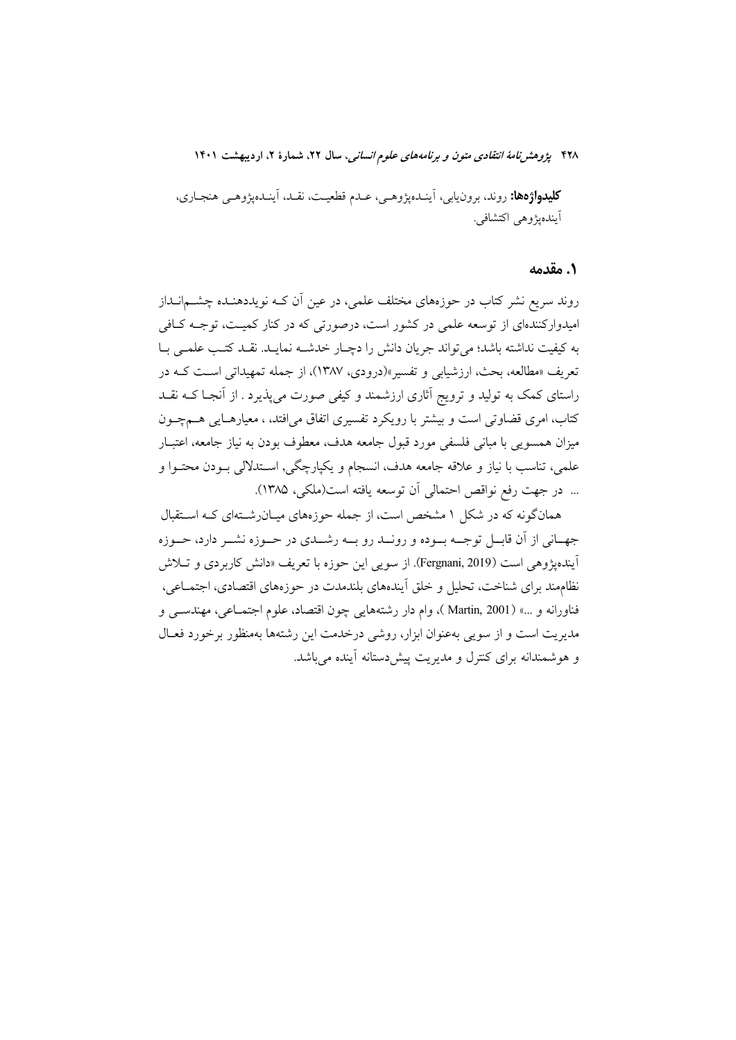**کلیدواژه‌ها:** روند، برون‌یابی، آینده‌پژوهی، عدم قطعیت، نقد، آینده‌پژوهی هنجاری، آینده‌پژوهی اکتشافی.

## ۱. مقدمه

روند سریع نشر کتاب در حوزه‌های مختلف علمی، در عین آن که نویددهنده چشم‌انداز امیدوارکننده‌ای از توسعه علمی در کشور است، درصورتی که در کنار کمیت، توجه کافی به کیفیت نداشته باشد؛ می‌تواند جریان دانش را دچار خدشه نماید. نقد کتب علمی با تعریف «مطالعه، بحث، ارزشیابی و تفسیر»(درودی، ۱۳۸۷)، از جمله تمهیداتی است که در راستای کمک به تولید و ترویج آثاری ارزشمند و کیفی صورت می‌پذیرد . از آنجا که نقد کتاب، امری قضاوتی است و بیشتر با رویکرد تفسیری اتفاق می‌افتد، ، معیارهایی هم‌چون میزان همسویی با مبانی فلسفی مورد قبول جامعه هدف، معطوف بودن به نیاز جامعه، اعتبار علمی، تناسب با نیاز و علاقه جامعه هدف، انسجام و یکپارچگی، استدلالی بودن محتوا و ... در جهت رفع نواقص احتمالی آن توسعه یافته است(ملکی، ۱۳۸۵).

همان‌گونه که در شکل ۱ مشخص است، از جمله حوزه‌های میان‌رشته‌ای که استقبال جهانی از آن قابل توجه بوده و روند رو به رشدی در حوزه نشر دارد، حوزه آینده‌پژوهی است (Fergnani, 2019). از سویی این حوزه با تعریف «دانش کاربردی و تلاش نظام‌مند برای شناخت، تحلیل و خلق آینده‌های بلندمدت در حوزه‌های اقتصادی، اجتماعی، فناورانه و ...» (Martin, 2001 )، وام دار رشته‌هایی چون اقتصاد، علوم اجتماعی، مهندسی و مدیریت است و از سویی به‌عنوان ابزار، روشی درخدمت این رشته‌ها به‌منظور برخورد فعال و هوشمندانه برای کنترل و مدیریت پیش‌دستانه آینده می‌باشد.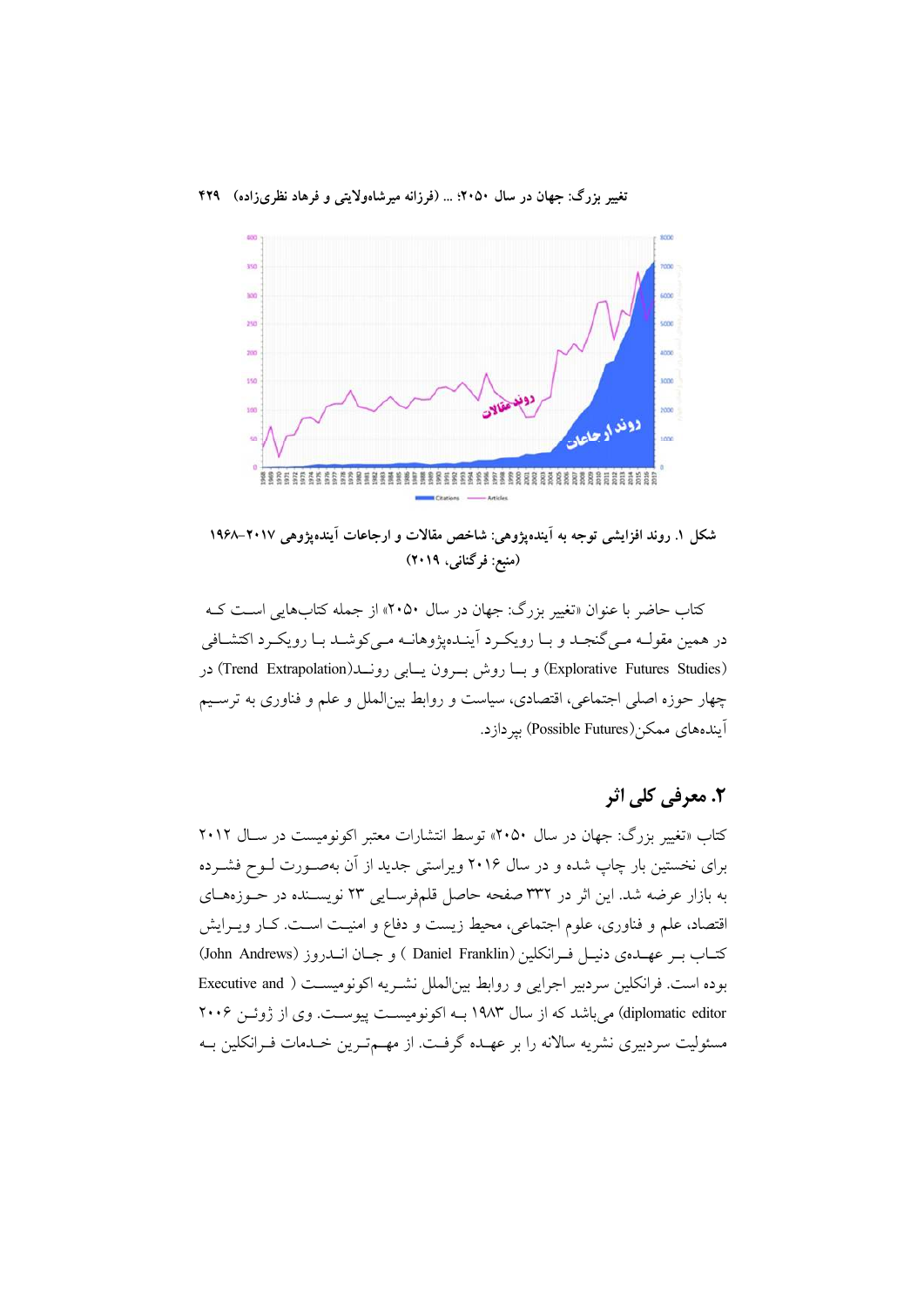شکل ۱. روند افزایشی توجه به آینده‌پژوهی: شاخص مقالات و ارجاعات آینده‌پژوهی ۲۰۱۷–۱۹۶۸
(منبع: فرگنانی، ۲۰۱۹)

کتاب حاضر با عنوان «تغییر بزرگ: جهان در سال ۲۰۵۰» از جمله کتاب‌هایی است که در همین مقوله می‌گنجد و با رویکرد آینده‌پژوهانه می‌کوشد با رویکرد اکتشافی (Explorative Futures Studies) و با روش برون یابی روند(Trend Extrapolation) در چهار حوزه اصلی اجتماعی، اقتصادی، سیاست و روابط بین‌الملل و علم و فناوری به ترسیم آینده‌های ممکن(Possible Futures) بپردازد.

## ۲. معرفی کلی اثر

کتاب «تغییر بزرگ: جهان در سال ۲۰۵۰» توسط انتشارات معتبر اکونومیست در سال ۲۰۱۲ برای نخستین بار چاپ شده و در سال ۲۰۱۶ ویراستی جدید از آن به‌صورت لوح فشرده به بازار عرضه شد. این اثر در ۳۳۲ صفحه حاصل قلم‌فرسایی ۲۳ نویسنده در حوزه‌های اقتصاد، علم و فناوری، علوم اجتماعی، محیط زیست و دفاع و امنیت است. کار ویرایش کتاب بر عهده‌ی دنیل فرانکلین (Daniel Franklin ) و جان اندروز (John Andrews) بوده است. فرانکلین سردبیر اجرایی و روابط بین‌الملل نشریه اکونومیست ( Executive and diplomatic editor) می‌باشد که از سال ۱۹۸۳ به اکونومیست پیوست. وی از ژوئن ۲۰۰۶ مسئولیت سردبیری نشریه سالانه را بر عهده گرفت. از مهم‌ترین خدمات فرانکلین به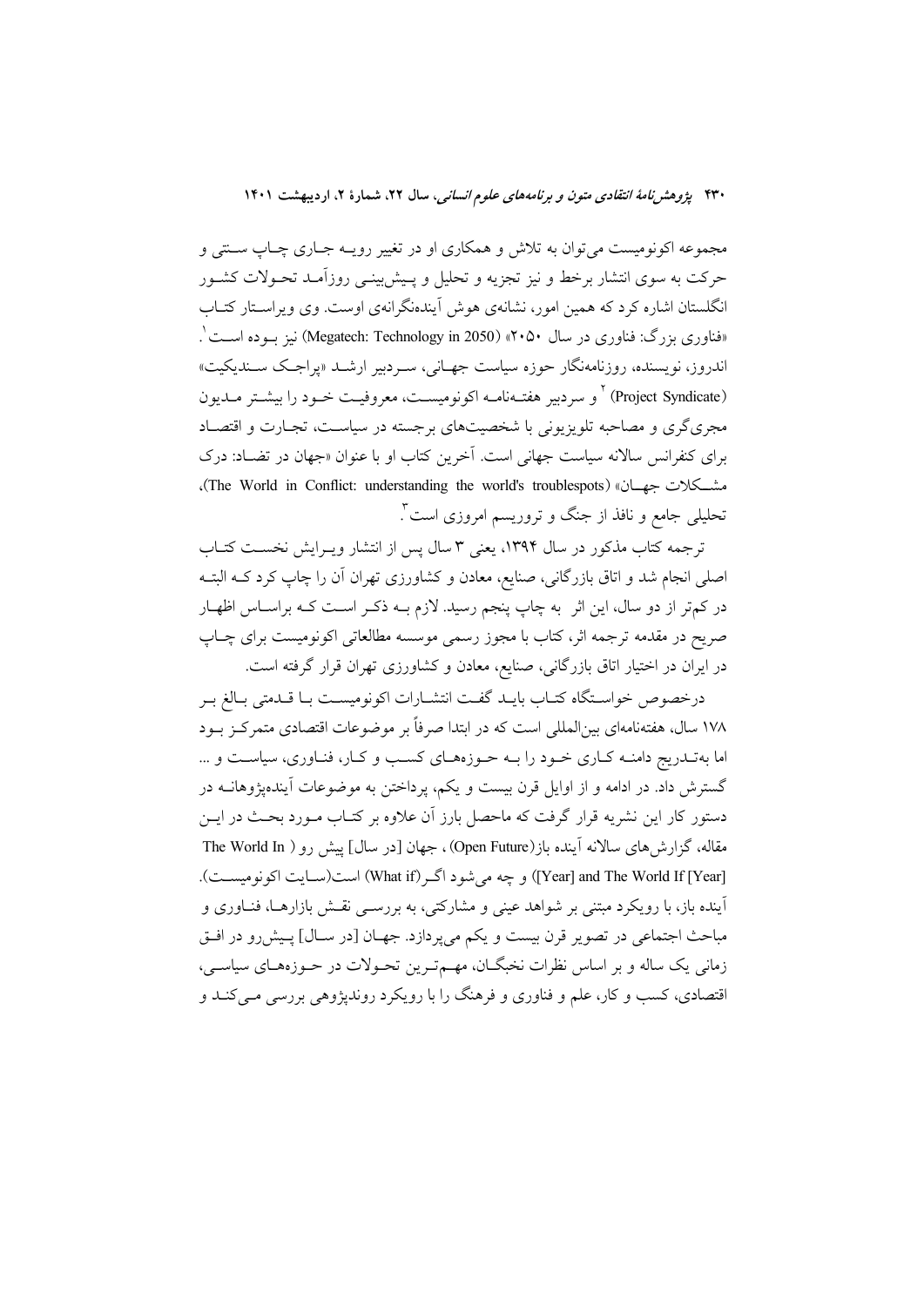مجموعه اکونومیست می‌توان به تلاش و همکاری او در تغییر رویه جاری چاپ سنتی و حرکت به سوی انتشار برخط و نیز تجزیه و تحلیل و پیش‌بینی روزآمد تحولات کشور انگلستان اشاره کرد که همین امور، نشانه‌ی هوش آینده‌نگرانه‌ی اوست. وی ویراستار کتاب «فناوری بزرگ: فناوری در سال ۲۰۵۰» (Megatech: Technology in 2050) نیز بوده است[1]. اندروز، نویسنده، روزنامه‌نگار حوزه سیاست جهانی، سردبیر ارشد «پراجک سندیکیت» (Project Syndicate)[2] و سردبیر هفته‌نامه اکونومیست، معروفیت خود را بیشتر مدیون مجری‌گری و مصاحبه تلویزیونی با شخصیت‌های برجسته در سیاست، تجارت و اقتصاد برای کنفرانس سالانه سیاست جهانی است. آخرین کتاب او با عنوان «جهان در تضاد: درک مشکلات جهان» (The World in Conflict: understanding the world's troublespots)، تحلیلی جامع و نافذ از جنگ و تروریسم امروزی است[3].

ترجمه کتاب مذکور در سال ۱۳۹۴، یعنی ۳ سال پس از انتشار ویرایش نخست کتاب اصلی انجام شد و اتاق بازرگانی، صنایع، معادن و کشاورزی تهران آن را چاپ کرد که البته در کم‌تر از دو سال، این اثر به چاپ پنجم رسید. لازم به ذکر است که براساس اظهار صریح در مقدمه ترجمه اثر، کتاب با مجوز رسمی موسسه مطالعاتی اکونومیست برای چاپ در ایران در اختیار اتاق بازرگانی، صنایع، معادن و کشاورزی تهران قرار گرفته است.

درخصوص خواستگاه کتاب باید گفت انتشارات اکونومیست با قدمتی بالغ بر ۱۷۸ سال، هفته‌نامه‌ای بین‌المللی است که در ابتدا صرفاً بر موضوعات اقتصادی متمرکز بود اما به‌تدریج دامنه کاری خود را به حوزه‌های کسب و کار، فناوری، سیاست و ... گسترش داد. در ادامه و از اوایل قرن بیست و یکم، پرداختن به موضوعات آینده‌پژوهانه در دستور کار این نشریه قرار گرفت که ماحصل بارز آن علاوه بر کتاب مورد بحث در این مقاله، گزارش‌های سالانه آینده باز(Open Future) ، جهان [در سال] پیش رو ( The World In [Year] and The World If [Year]) و چه می‌شود اگر(What if) است(سایت اکونومیست). آینده باز، با رویکرد مبتنی بر شواهد عینی و مشارکتی، به بررسی نقش بازارها، فناوری و مباحث اجتماعی در تصویر قرن بیست و یکم می‌پردازد. جهان [در سال] پیش‌رو در افق زمانی یک ساله و بر اساس نظرات نخبگان، مهم‌ترین تحولات در حوزه‌های سیاسی، اقتصادی، کسب و کار، علم و فناوری و فرهنگ را با رویکرد روندپژوهی بررسی می‌کند و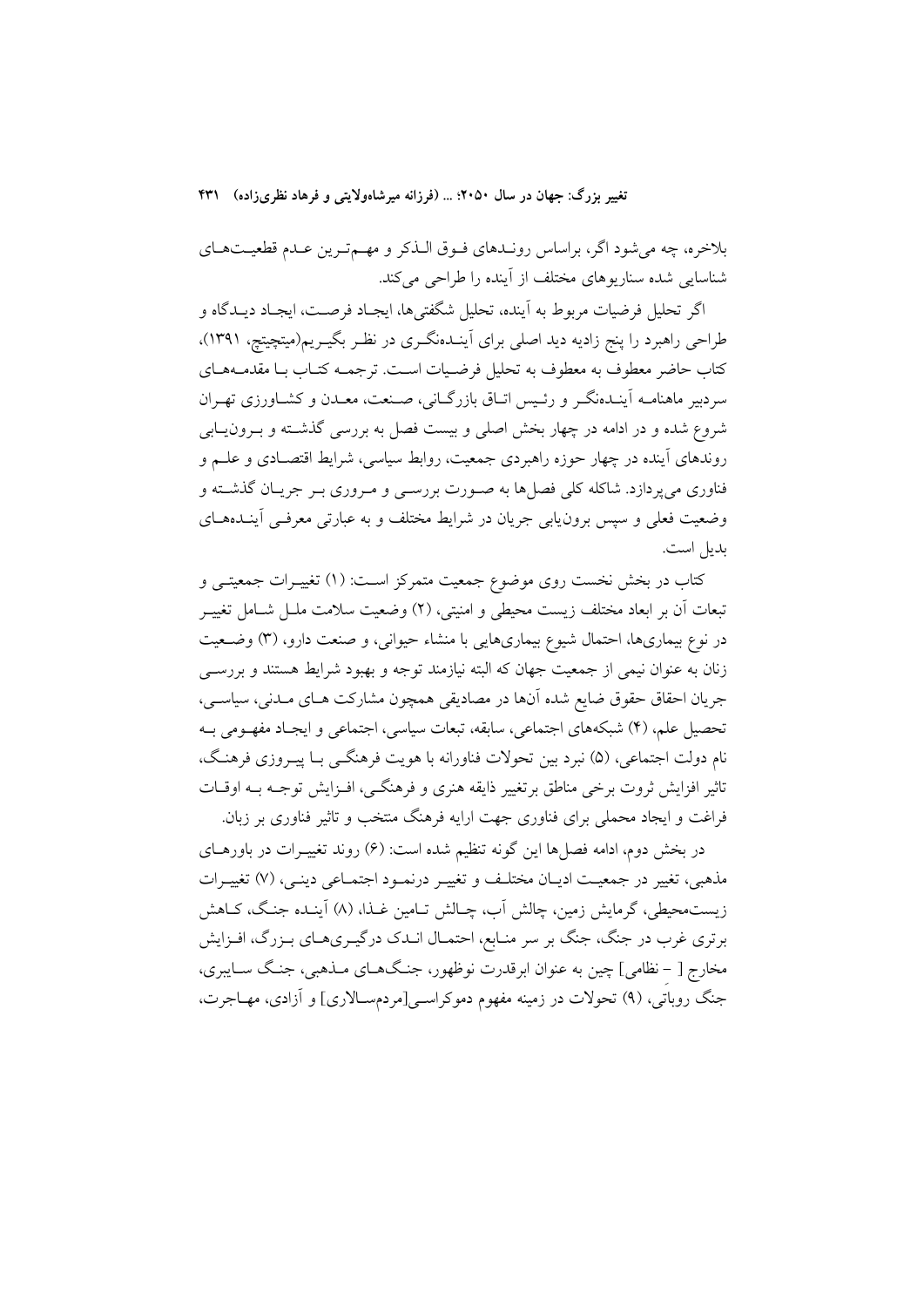بلاخره، چه می‌شود اگر، براساس روندهای فوق الذکر و مهم‌ترین عدم قطعیت‌های شناسایی شده سناریوهای مختلف از آینده را طراحی می‌کند.

اگر تحلیل فرضیات مربوط به آینده، تحلیل شگفتی‌ها، ایجاد فرصت، ایجاد دیدگاه و طراحی راهبرد را پنج زادیه دید اصلی برای آینده‌نگری در نظر بگیریم(میتچیتچ، ۱۳۹۱)، کتاب حاضر معطوف به معطوف به تحلیل فرضیات است. ترجمه کتاب با مقدمه‌های سردبیر ماهنامه آینده‌نگر و رئیس اتاق بازرگانی، صنعت، معدن و کشاورزی تهران شروع شده و در ادامه در چهار بخش اصلی و بیست فصل به بررسی گذشته و برون‌یابی روندهای آینده در چهار حوزه راهبردی جمعیت، روابط سیاسی، شرایط اقتصادی و علم و فناوری می‌پردازد. شاکله کلی فصل‌ها به صورت بررسی و مروری بر جریان گذشته و وضعیت فعلی و سپس برون‌یابی جریان در شرایط مختلف و به عبارتی معرفی آینده‌های بدیل است.

کتاب در بخش نخست روی موضوع جمعیت متمرکز است: (۱) تغییرات جمعیتی و تبعات آن بر ابعاد مختلف زیست محیطی و امنیتی، (۲) وضعیت سلامت ملل شامل تغییر در نوع بیماری‌ها، احتمال شیوع بیماری‌هایی با منشاء حیوانی، و صنعت دارو، (۳) وضعیت زنان به عنوان نیمی از جمعیت جهان که البته نیازمند توجه و بهبود شرایط هستند و بررسی جریان احقاق حقوق ضایع شده آنها در مصادیقی همچون مشارکت های مدنی، سیاسی، تحصیل علم، (۴) شبکه‌های اجتماعی، سابقه، تبعات سیاسی، اجتماعی و ایجاد مفهومی به نام دولت اجتماعی، (۵) نبرد بین تحولات فناورانه با هویت فرهنگی با پیروزی فرهنگ، تاثیر افزایش ثروت برخی مناطق برتغییر ذایقه هنری و فرهنگی، افزایش توجه به اوقات فراغت و ایجاد محملی برای فناوری جهت ارایه فرهنگ منتخب و تاثیر فناوری بر زبان.

در بخش دوم، ادامه فصل‌ها این گونه تنظیم شده است: (۶) روند تغییرات در باورهای مذهبی، تغییر در جمعیت ادیان مختلف و تغییر درنمود اجتماعی دینی، (۷) تغییرات زیست‌محیطی، گرمایش زمین، چالش آب، چالش تامین غذا، (۸) آینده جنگ، کاهش برتری غرب در جنگ، جنگ بر سر منابع، احتمال اندک درگیری‌های بزرگ، افزایش مخارج [ – نظامی] چین به عنوان ابرقدرت نوظهور، جنگ‌های مذهبی، جنگ سایبری، جنگ روباتی، (۹) تحولات در زمینه مفهوم دموکراسی[مردم‌سالاری] و آزادی، مهاجرت،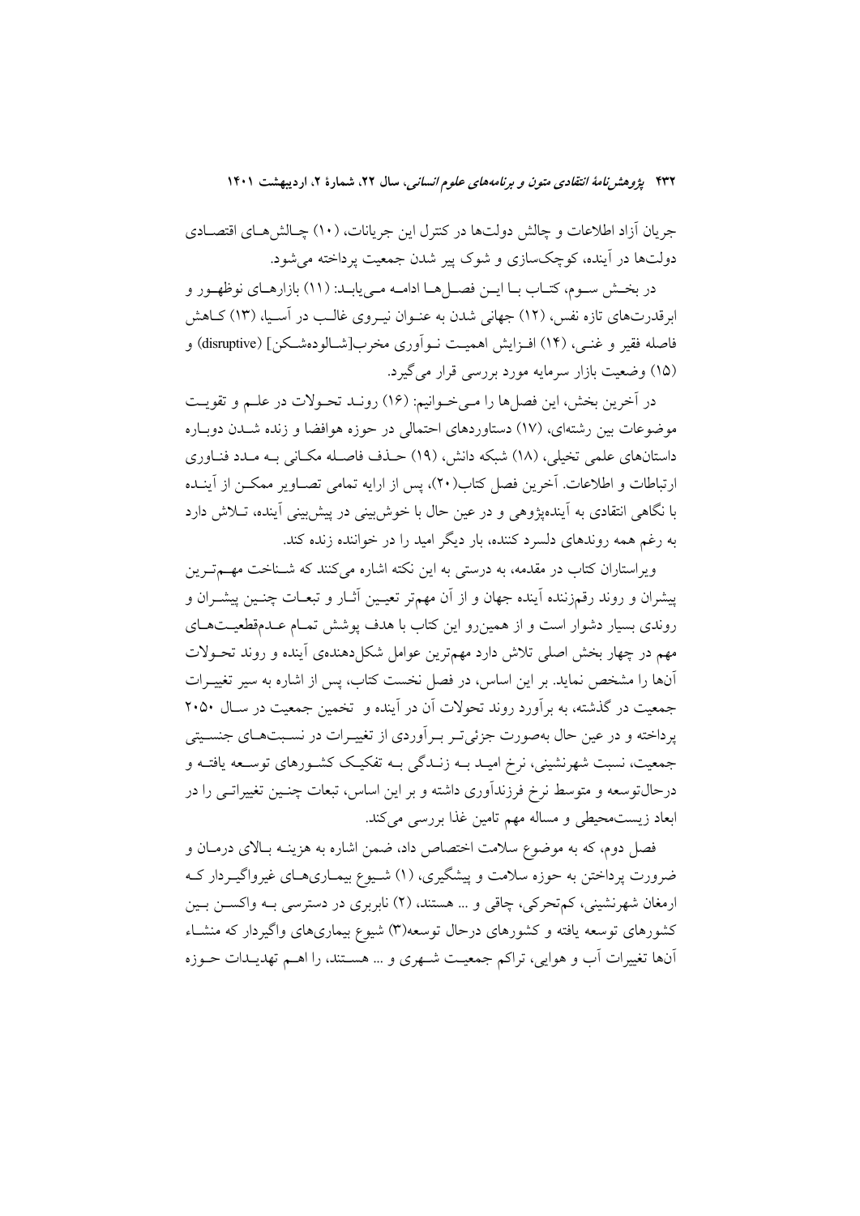جریان آزاد اطلاعات و چالش دولت‌ها در کنترل این جریانات، (۱۰) چالش‌های اقتصادی دولت‌ها در آینده، کوچک‌سازی و شوک پیر شدن جمعیت پرداخته می‌شود.

در بخش سوم، کتاب با این فصل‌ها ادامه می‌یابد: (۱۱) بازارهای نوظهور و ابرقدرت‌های تازه نفس، (۱۲) جهانی شدن به عنوان نیروی غالب در آسیا، (۱۳) کاهش فاصله فقیر و غنی، (۱۴) افزایش اهمیت نوآوری مخرب[شالوده‌شکن] (disruptive) و (۱۵) وضعیت بازار سرمایه مورد بررسی قرار می‌گیرد.

در آخرین بخش، این فصل‌ها را می‌خوانیم: (۱۶) روند تحولات در علم و تقویت موضوعات بین رشته‌ای، (۱۷) دستاوردهای احتمالی در حوزه هوافضا و زنده شدن دوباره داستان‌های علمی تخیلی، (۱۸) شبکه دانش، (۱۹) حذف فاصله مکانی به مدد فناوری ارتباطات و اطلاعات. آخرین فصل کتاب(۲۰)، پس از ارایه تمامی تصاویر ممکن از آینده با نگاهی انتقادی به آینده‌پژوهی و در عین حال با خوش‌بینی در پیش‌بینی آینده، تلاش دارد به رغم همه روندهای دلسرد کننده، بار دیگر امید را در خواننده زنده کند.

ویراستاران کتاب در مقدمه، به درستی به این نکته اشاره می‌کنند که شناخت مهم‌ترین پیشران و روند رقم‌زننده آینده جهان و از آن مهم‌تر تعیین آثار و تبعات چنین پیشران و روندی بسیار دشوار است و از همین‌رو این کتاب با هدف پوشش تمام عدم‌قطعیت‌های مهم در چهار بخش اصلی تلاش دارد مهم‌ترین عوامل شکل‌دهنده‌ی آینده و روند تحولات آن‌ها را مشخص نماید. بر این اساس، در فصل نخست کتاب، پس از اشاره به سیر تغییرات جمعیت در گذشته، به برآورد روند تحولات آن در آینده و تخمین جمعیت در سال ۲۰۵۰ پرداخته و در عین حال به‌صورت جزئی‌تر برآوردی از تغییرات در نسبت‌های جنسیتی جمعیت، نسبت شهرنشینی، نرخ امید به زندگی به تفکیک کشورهای توسعه یافته و درحال‌توسعه و متوسط نرخ فرزندآوری داشته و بر این اساس، تبعات چنین تغییراتی را در ابعاد زیست‌محیطی و مساله مهم تامین غذا بررسی می‌کند.

فصل دوم، که به موضوع سلامت اختصاص داد، ضمن اشاره به هزینه بالای درمان و ضرورت پرداختن به حوزه سلامت و پیشگیری، (۱) شیوع بیماری‌های غیرواگیردار که ارمغان شهرنشینی، کم‌تحرکی، چاقی و ... هستند، (۲) نابربری در دسترسی به واکسن بین کشورهای توسعه یافته و کشورهای درحال توسعه(۳) شیوع بیماری‌های واگیردار که منشاء آن‌ها تغییرات آب و هوایی، تراکم جمعیت شهری و ... هستند، را اهم تهدیدات حوزه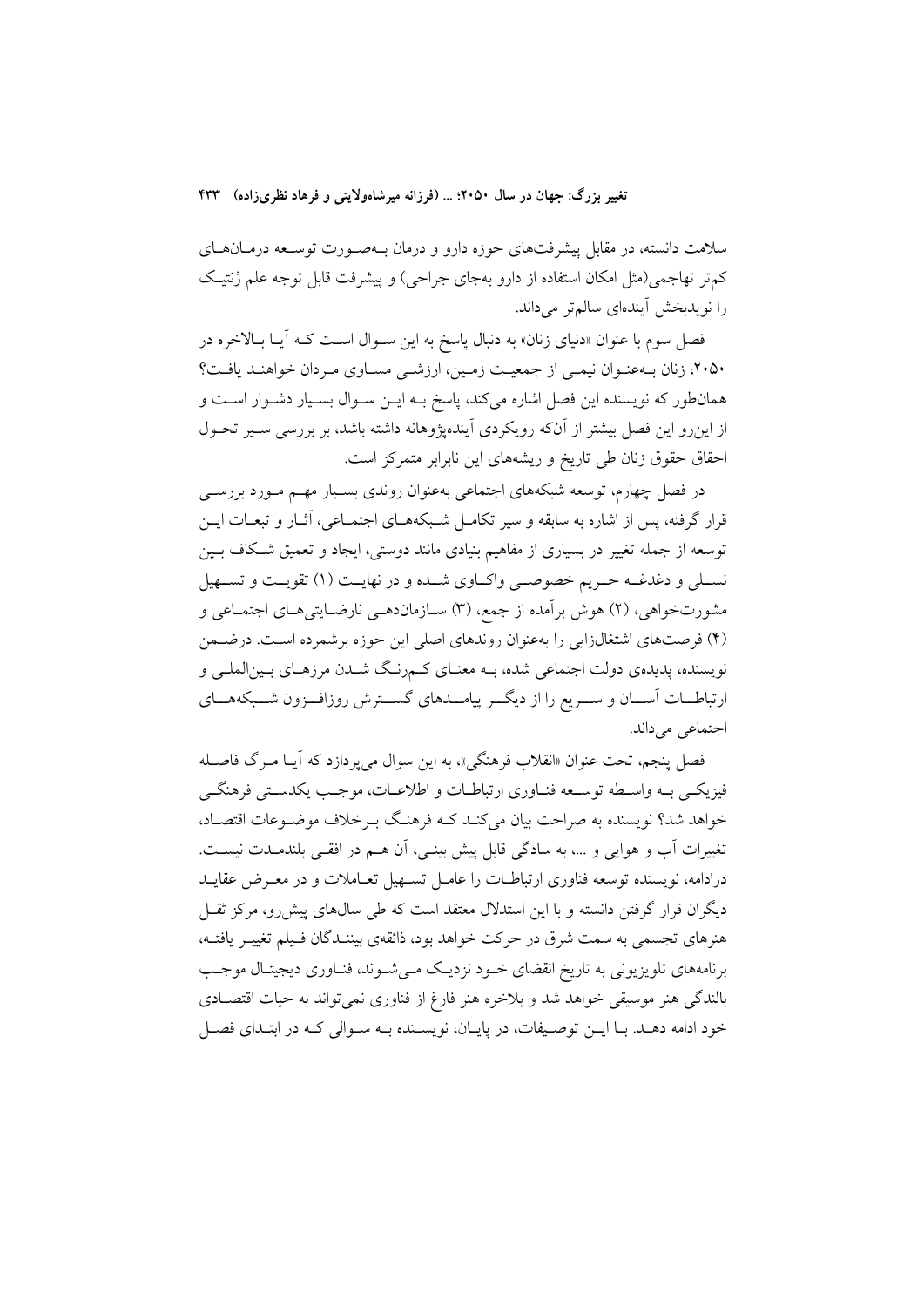سلامت دانسته، در مقابل پیشرفت‌های حوزه دارو و درمان به‌صورت توسعه درمان‌های کم‌تر تهاجمی(مثل امکان استفاده از دارو به‌جای جراحی) و پیشرفت قابل توجه علم ژنتیک را نویدبخش آینده‌ای سالم‌تر می‌داند.

فصل سوم با عنوان «دنیای زنان» به دنبال پاسخ به این سوال است که آیا بالاخره در ۲۰۵۰، زنان به‌عنوان نیمی از جمعیت زمین، ارزشی مساوی مردان خواهند یافت؟ همان‌طور که نویسنده این فصل اشاره می‌کند، پاسخ به این سوال بسیار دشوار است و از این‌رو این فصل بیشتر از آنکه رویکردی آینده‌پژوهانه داشته باشد، بر بررسی سیر تحول احقاق حقوق زنان طی تاریخ و ریشه‌های این نابرابر متمرکز است.

در فصل چهارم، توسعه شبکه‌های اجتماعی به‌عنوان روندی بسیار مهم مورد بررسی قرار گرفته، پس از اشاره به سابقه و سیر تکامل شبکه‌های اجتماعی، آثار و تبعات این توسعه از جمله تغییر در بسیاری از مفاهیم بنیادی مانند دوستی، ایجاد و تعمیق شکاف بین نسلی و دغدغه حریم خصوصی واکاوی شده و در نهایت (۱) تقویت و تسهیل مشورت‌خواهی، (۲) هوش برآمده از جمع، (۳) سازمان‌دهی نارضایتی‌های اجتماعی و (۴) فرصت‌های اشتغال‌زایی را به‌عنوان روندهای اصلی این حوزه برشمرده است. درضمن نویسنده، پدیده‌ی دولت اجتماعی شده، به معنای کم‌رنگ شدن مرزهای بین‌المللی و ارتباطات آسان و سریع را از دیگر پیامدهای گسترش روزافزون شبکه‌های اجتماعی می‌داند.

فصل پنجم، تحت عنوان «انقلاب فرهنگی»، به این سوال می‌پردازد که آیا مرگ فاصله فیزیکی به واسطه توسعه فناوری ارتباطات و اطلاعات، موجب یکدستی فرهنگی خواهد شد؟ نویسنده به صراحت بیان می‌کند که فرهنگ برخلاف موضوعات اقتصاد، تغییرات آب و هوایی و ...، به سادگی قابل پیش بینی، آن هم در افقی بلندمدت نیست. درادامه، نویسنده توسعه فناوری ارتباطات را عامل تسهیل تعاملات و در معرض عقاید دیگران قرار گرفتن دانسته و با این استدلال معتقد است که طی سال‌های پیش‌رو، مرکز ثقل هنرهای تجسمی به سمت شرق در حرکت خواهد بود، ذائقه‌ی بینندگان فیلم تغییر یافته، برنامه‌های تلویزیونی به تاریخ انقضای خود نزدیک می‌شوند، فناوری دیجیتال موجب بالندگی هنر موسیقی خواهد شد و بلاخره هنر فارغ از فناوری نمی‌تواند به حیات اقتصادی خود ادامه دهد. با این توصیفات، در پایان، نویسنده به سوالی که در ابتدای فصل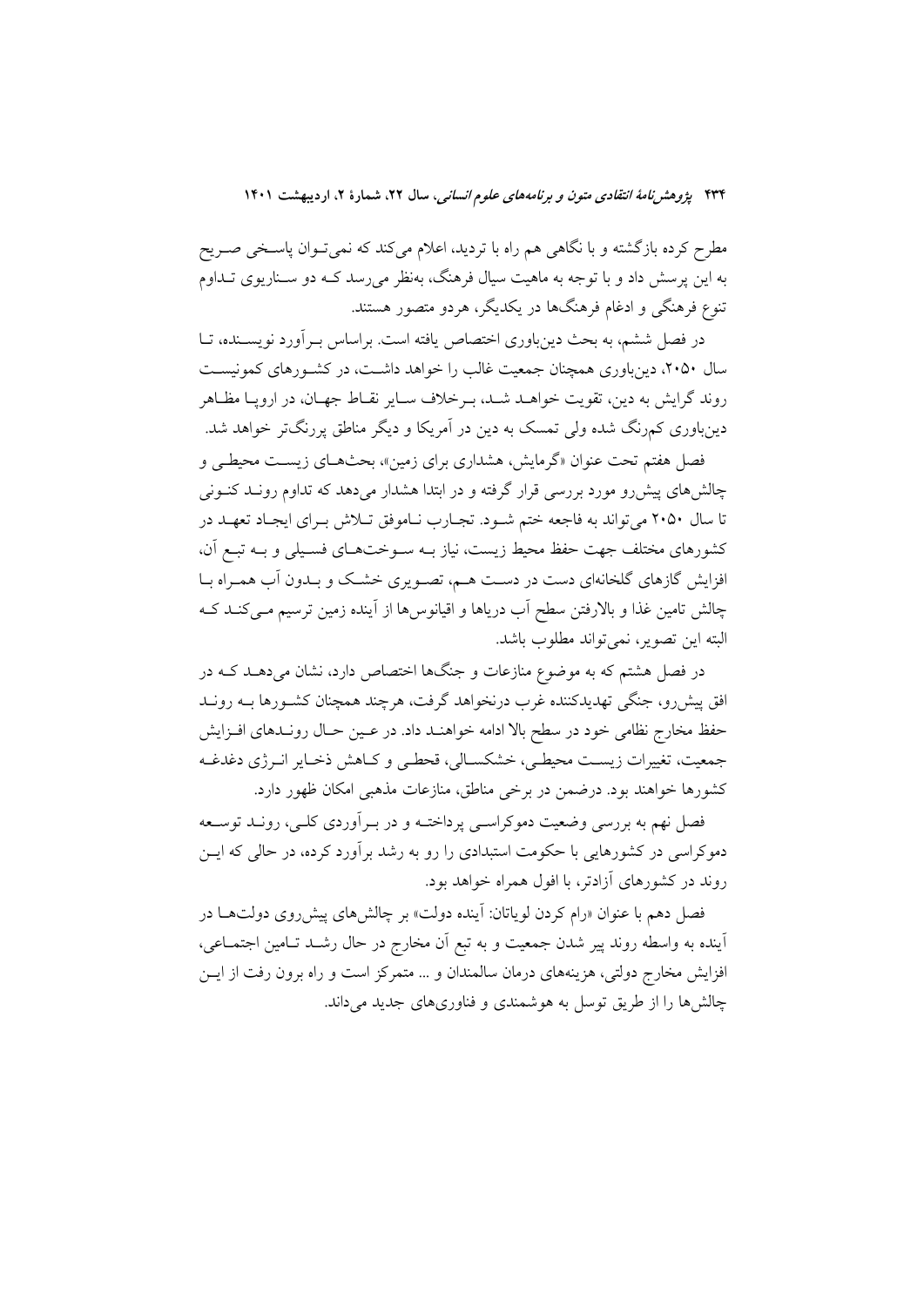مطرح کرده بازگشته و با نگاهی هم راه با تردید، اعلام می‌کند که نمی‌توان پاسخی صریح به این پرسش داد و با توجه به ماهیت سیال فرهنگ، به‌نظر می‌رسد که دو سناریوی تداوم تنوع فرهنگی و ادغام فرهنگ‌ها در یکدیگر، هردو متصور هستند.

در فصل ششم، به بحث دین‌باوری اختصاص یافته است. براساس برآورد نویسنده، تا سال ۲۰۵۰، دین‌باوری همچنان جمعیت غالب را خواهد داشت، در کشورهای کمونیست روند گرایش به دین، تقویت خواهد شد، برخلاف سایر نقاط جهان، در اروپا مظاهر دین‌باوری کم‌رنگ شده ولی تمسک به دین در آمریکا و دیگر مناطق پررنگ‌تر خواهد شد.

فصل هفتم تحت عنوان «گرمایش، هشداری برای زمین»، بحث‌های زیست محیطی و چالش‌های پیش‌رو مورد بررسی قرار گرفته و در ابتدا هشدار می‌دهد که تداوم روند کنونی تا سال ۲۰۵۰ می‌تواند به فاجعه ختم شود. تجارب ناموفق تلاش برای ایجاد تعهد در کشورهای مختلف جهت حفظ محیط زیست، نیاز به سوخت‌های فسیلی و به تبع آن، افزایش گازهای گلخانه‌ای دست در دست هم، تصویری خشک و بدون آب همراه با چالش تامین غذا و بالارفتن سطح آب دریاها و اقیانوس‌ها از آینده زمین ترسیم می‌کند که البته این تصویر، نمی‌تواند مطلوب باشد.

در فصل هشتم که به موضوع منازعات و جنگ‌ها اختصاص دارد، نشان می‌دهد که در افق پیش‌رو، جنگی تهدیدکننده غرب درنخواهد گرفت، هرچند همچنان کشورها به روند حفظ مخارج نظامی خود در سطح بالا ادامه خواهند داد. در عین حال روندهای افزایش جمعیت، تغییرات زیست محیطی، خشکسالی، قحطی و کاهش ذخایر انرژی دغدغه کشورها خواهند بود. درضمن در برخی مناطق، منازعات مذهبی امکان ظهور دارد.

فصل نهم به بررسی وضعیت دموکراسی پرداخته و در برآوردی کلی، روند توسعه دموکراسی در کشورهایی با حکومت استبدادی را رو به رشد برآورد کرده، در حالی که این روند در کشورهای آزادتر، با افول همراه خواهد بود.

فصل دهم با عنوان «رام کردن لویاتان: آینده دولت» بر چالش‌های پیش‌روی دولت‌ها در آینده به واسطه روند پیر شدن جمعیت و به تبع آن مخارج در حال رشد تامین اجتماعی، افزایش مخارج دولتی، هزینه‌های درمان سالمندان و ... متمرکز است و راه برون رفت از این چالش‌ها را از طریق توسل به هوشمندی و فناوری‌های جدید می‌داند.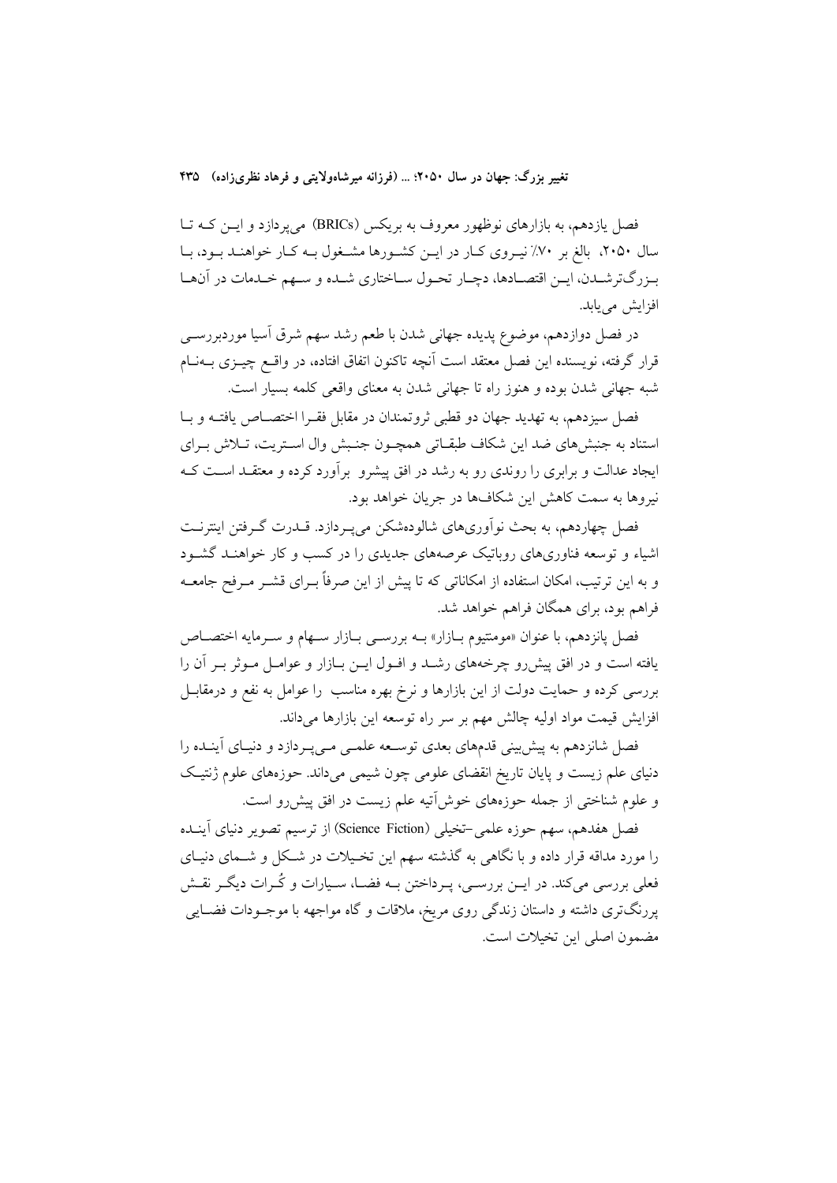فصل یازدهم، به بازارهای نوظهور معروف به بریکس (BRICs) می‌پردازد و این که تا سال ۲۰۵۰، بالغ بر ۷۰٪ نیروی کار در این کشورها مشغول به کار خواهند بود، با بزرگ‌ترشدن، این اقتصادها، دچار تحول ساختاری شده و سهم خدمات در آنها افزایش می‌یابد.

در فصل دوازدهم، موضوع پدیده جهانی شدن با طعم رشد سهم شرق آسیا موردبررسی قرار گرفته، نویسنده این فصل معتقد است آنچه تاکنون اتفاق افتاده، در واقع چیزی به‌نام شبه جهانی شدن بوده و هنوز راه تا جهانی شدن به معنای واقعی کلمه بسیار است.

فصل سیزدهم، به تهدید جهان دو قطبی ثروتمندان در مقابل فقرا اختصاص یافته و با استناد به جنبش‌های ضد این شکاف طبقاتی همچون جنبش وال استریت، تلاش برای ایجاد عدالت و برابری را روندی رو به رشد در افق پیشرو برآورد کرده و معتقد است که نیروها به سمت کاهش این شکاف‌ها در جریان خواهد بود.

فصل چهاردهم، به بحث نوآوری‌های شالوده‌شکن می‌پردازد. قدرت گرفتن اینترنت اشیاء و توسعه فناوری‌های روباتیک عرصه‌های جدیدی را در کسب و کار خواهند گشود و به این ترتیب، امکان استفاده از امکاناتی که تا پیش از این صرفاً برای قشر مرفح جامعه فراهم بود، برای همگان فراهم خواهد شد.

فصل پانزدهم، با عنوان «مومنتیوم بازار» به بررسی بازار سهام و سرمایه اختصاص یافته است و در افق پیش‌رو چرخه‌های رشد و افول این بازار و عوامل موثر بر آن را بررسی کرده و حمایت دولت از این بازارها و نرخ بهره مناسب را عوامل به نفع و درمقابل افزایش قیمت مواد اولیه چالش مهم بر سر راه توسعه این بازارها می‌داند.

فصل شانزدهم به پیش‌بینی قدم‌های بعدی توسعه علمی می‌پردازد و دنیای آینده را دنیای علم زیست و پایان تاریخ انقضای علومی چون شیمی می‌داند. حوزه‌های علوم ژنتیک و علوم شناختی از جمله حوزه‌های خوش‌آتیه علم زیست در افق پیش‌رو است.

فصل هفدهم، سهم حوزه علمی-تخیلی (Science Fiction) از ترسیم تصویر دنیای آینده را مورد مداقه قرار داده و با نگاهی به گذشته سهم این تخیلات در شکل و شمای دنیای فعلی بررسی می‌کند. در این بررسی، پرداختن به فضا، سیارات و کُرات دیگر نقش پررنگ‌تری داشته و داستان زندگی روی مریخ، ملاقات و گاه مواجهه با موجودات فضایی مضمون اصلی این تخیلات است.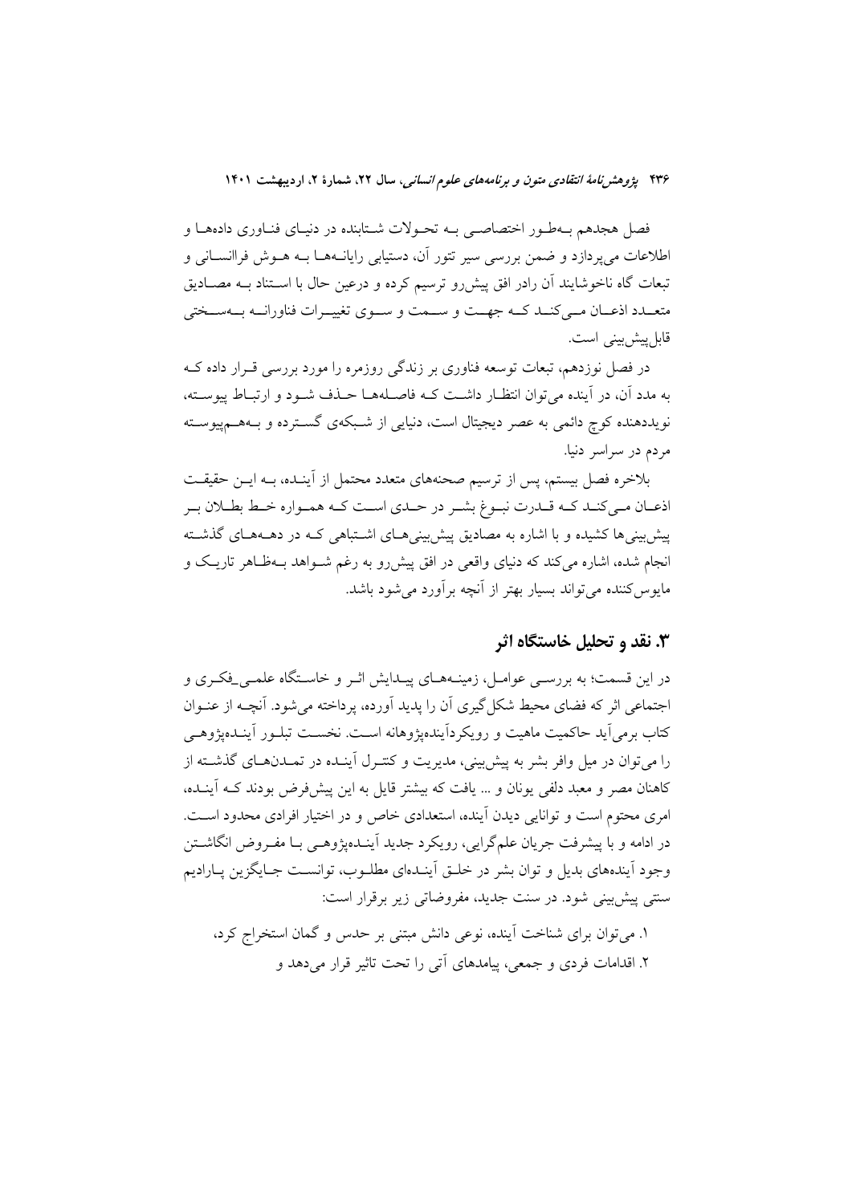فصل هجدهم به‌طور اختصاصی به تحولات شتابنده در دنیای فناوری داده‌ها و اطلاعات می‌پردازد و ضمن بررسی سیر تتور آن، دستیابی رایانه‌ها به هوش فراانسانی و تبعات گاه ناخوشایند آن رادر افق پیش‌رو ترسیم کرده و درعین حال با استناد به مصادیق متعدد اذعان می‌کند که جهت و سمت و سوی تغییرات فناورانه به‌سختی قابل‌پیش‌بینی است.

در فصل نوزدهم، تبعات توسعه فناوری بر زندگی روزمره را مورد بررسی قرار داده که به مدد آن، در آینده می‌توان انتظار داشت که فاصله‌ها حذف شود و ارتباط پیوسته، نویددهنده کوچ دائمی به عصر دیجیتال است، دنیایی از شبکه‌ی گسترده و به‌هم‌پیوسته مردم در سراسر دنیا.

بلاخره فصل بیستم، پس از ترسیم صحنه‌های متعدد محتمل از آینده، به این حقیقت اذعان می‌کند که قدرت نبوغ بشر در حدی است که همواره خط بطلان بر پیش‌بینی‌ها کشیده و با اشاره به مصادیق پیش‌بینی‌های اشتباهی که در دهه‌های گذشته انجام شده، اشاره می‌کند که دنیای واقعی در افق پیش‌رو به رغم شواهد به‌ظاهر تاریک و مایوس‌کننده می‌تواند بسیار بهتر از آنچه برآورد می‌شود باشد.

## ۳. نقد و تحلیل خاستگاه اثر

در این قسمت؛ به بررسی عوامل، زمینه‌های پیدایش اثر و خاستگاه علمی_فکری و اجتماعی اثر که فضای محیط شکل‌گیری آن را پدید آورده، پرداخته می‌شود. آنچه از عنوان کتاب برمی‌آید حاکمیت ماهیت و رویکردآینده‌پژوهانه است. نخست تبلور آینده‌پژوهی را می‌توان در میل وافر بشر به پیش‌بینی، مدیریت و کنترل آینده در تمدن‌های گذشته از کاهنان مصر و معبد دلفی یونان و ... یافت که بیشتر قایل به این پیش‌فرض بودند که آینده، امری محتوم است و توانایی دیدن آینده، استعدادی خاص و در اختیار افرادی محدود است. در ادامه و با پیشرفت جریان علم‌گرایی، رویکرد جدید آینده‌پژوهی با مفروض انگاشتن وجود آینده‌های بدیل و توان بشر در خلق آینده‌ای مطلوب، توانست جایگزین پارادیم سنتی پیش‌بینی شود. در سنت جدید، مفروضاتی زیر برقرار است:

۱. می‌توان برای شناخت آینده، نوعی دانش مبتنی بر حدس و گمان استخراج کرد،

۲. اقدامات فردی و جمعی، پیامدهای آتی را تحت تاثیر قرار می‌دهد و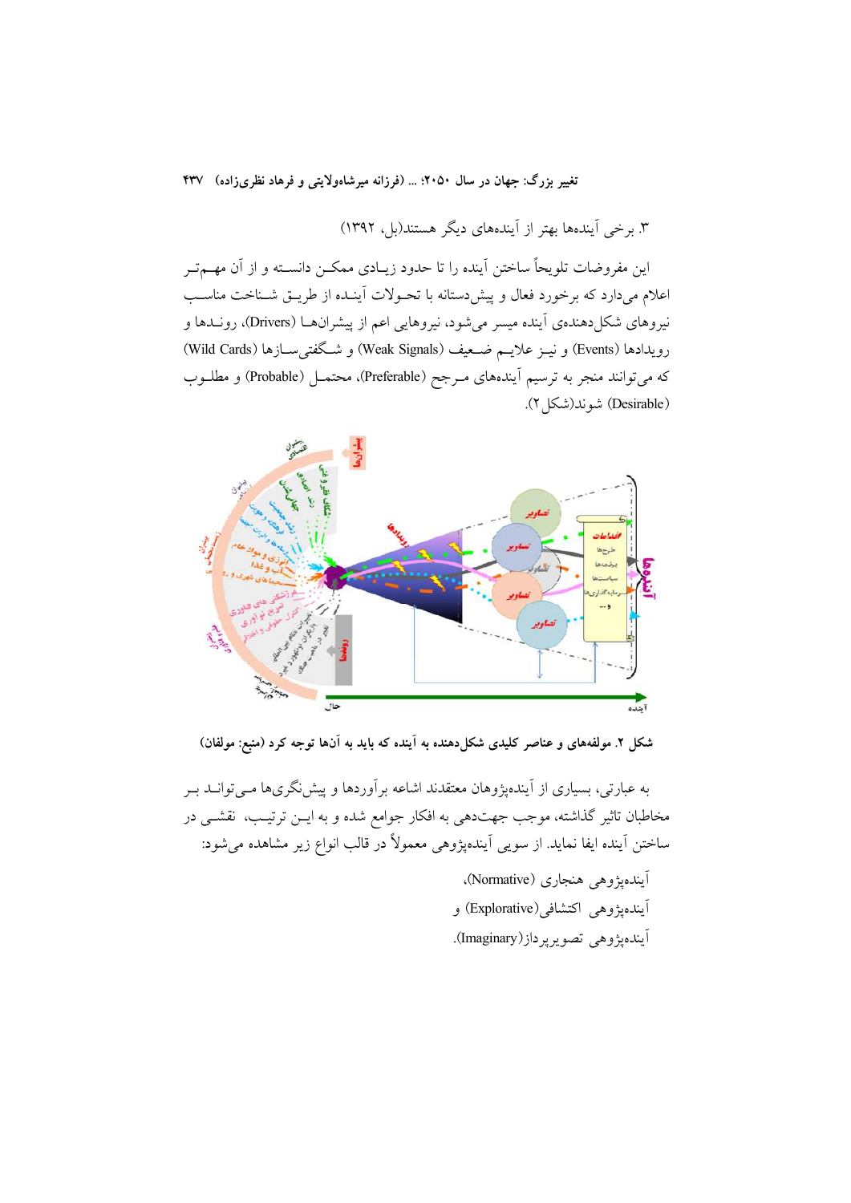۳. برخی آینده‌ها بهتر از آینده‌های دیگر هستند(بل، ۱۳۹۲)

این مفروضات تلویحاً ساختن آینده را تا حدود زیادی ممکن دانسته و از آن مهم‌تر اعلام می‌دارد که برخورد فعال و پیش‌دستانه با تحولات آینده از طریق شناخت مناسب نیروهای شکل‌دهندهٔ آینده میسر می‌شود، نیروهایی اعم از پیشران‌ها (Drivers)، روندها و رویدادها (Events) و نیز علایم ضعیف (Weak Signals) و شگفتی‌سازها (Wild Cards) که می‌توانند منجر به ترسیم آینده‌های مرجح (Preferable)، محتمل (Probable) و مطلوب (Desirable) شوند(شکل ۲).

**شکل ۲. مولفه‌های و عناصر کلیدی شکل‌دهنده به آینده که باید به آن‌ها توجه کرد (منبع: مولفان)**

به عبارتی، بسیاری از آینده‌پژوهان معتقدند اشاعه برآوردها و پیش‌نگری‌ها می‌تواند بر مخاطبان تاثیر گذاشته، موجب جهت‌دهی به افکار جوامع شده و به این ترتیب، نقشی در ساختن آینده ایفا نماید. از سویی آینده‌پژوهی معمولاً در قالب انواع زیر مشاهده می‌شود:

آینده‌پژوهی هنجاری (Normative)،

آینده‌پژوهی اکتشافی(Explorative) و

آینده‌پژوهی تصویرپرداز(Imaginary).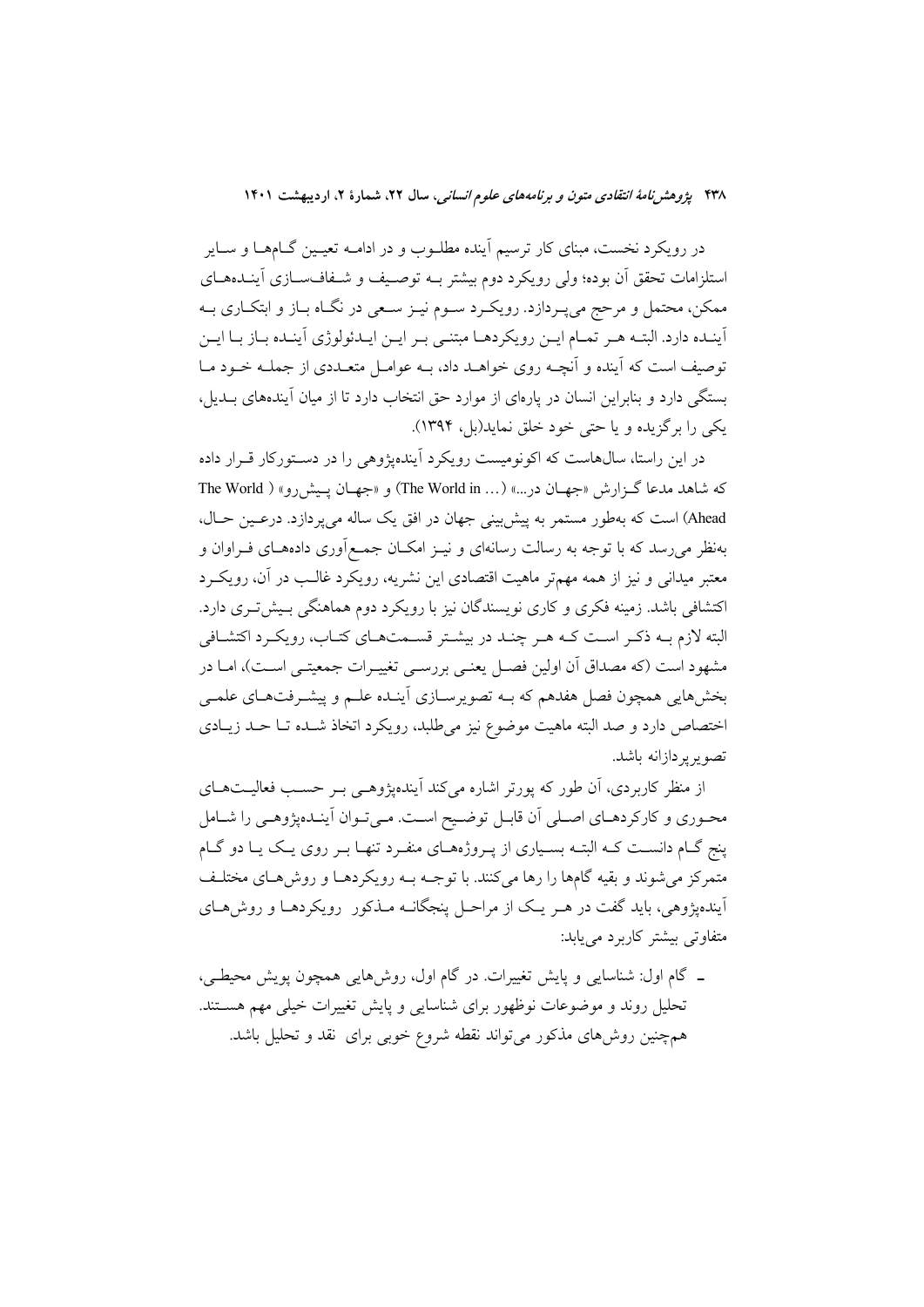در رویکرد نخست، مبنای کار ترسیم آینده مطلوب و در ادامه تعیین گام‌ها و سایر استلزامات تحقق آن بوده؛ ولی رویکرد دوم بیشتر به توصیف و شفاف‌سازی آینده‌های ممکن، محتمل و مرجح می‌پردازد. رویکرد سوم نیز سعی در نگاه باز و ابتکاری به آینده دارد. البته هر تمام این رویکردها مبتنی بر این ایدئولوژی آینده باز با این توصیف است که آینده و آنچه روی خواهد داد، به عوامل متعددی از جمله خود ما بستگی دارد و بنابراین انسان در پاره‌ای از موارد حق انتخاب دارد تا از میان آینده‌های بدیل، یکی را برگزیده و یا حتی خود خلق نماید(بل، ۱۳۹۴).

در این راستا، سال‌هاست که اکونومیست رویکرد آینده‌پژوهی را در دستورکار قرار داده که شاهد مدعا گزارش «جهان در...» (The World in ...) و «جهان پیش‌رو» (The World Ahead) است که به‌طور مستمر به پیش‌بینی جهان در افق یک ساله می‌پردازد. درعین حال، به‌نظر می‌رسد که با توجه به رسالت رسانه‌ای و نیز امکان جمع‌آوری داده‌های فراوان و معتبر میدانی و نیز از همه مهم‌تر ماهیت اقتصادی این نشریه، رویکرد غالب در آن، رویکرد اکتشافی باشد. زمینه فکری و کاری نویسندگان نیز با رویکرد دوم هماهنگی بیش‌تری دارد. البته لازم به ذکر است که هر چند در بیشتر قسمت‌های کتاب، رویکرد اکتشافی مشهود است (که مصداق آن اولین فصل یعنی بررسی تغییرات جمعیتی است)، اما در بخش‌هایی همچون فصل هفدهم که به تصویرسازی آینده علم و پیشرفت‌های علمی اختصاص دارد و صد البته ماهیت موضوع نیز می‌طلبد، رویکرد اتخاذ شده تا حد زیادی تصویرپردازانه باشد.

از منظر کاربردی، آن طور که پورتر اشاره می‌کند آینده‌پژوهی بر حسب فعالیت‌های محوری و کارکردهای اصلی آن قابل توضیح است. می‌توان آینده‌پژوهی را شامل پنج گام دانست که البته بسیاری از پروژه‌های منفرد تنها بر روی یک یا دو گام متمرکز می‌شوند و بقیه گام‌ها را رها می‌کنند. با توجه به رویکردها و روش‌های مختلف آینده‌پژوهی، باید گفت در هر یک از مراحل پنجگانه مذکور رویکردها و روش‌های متفاوتی بیشتر کاربرد می‌یابد:

- گام اول: شناسایی و پایش تغییرات. در گام اول، روش‌هایی همچون پویش محیطی، تحلیل روند و موضوعات نوظهور برای شناسایی و پایش تغییرات خیلی مهم هستند. همچنین روش‌های مذکور می‌تواند نقطه شروع خوبی برای نقد و تحلیل باشد.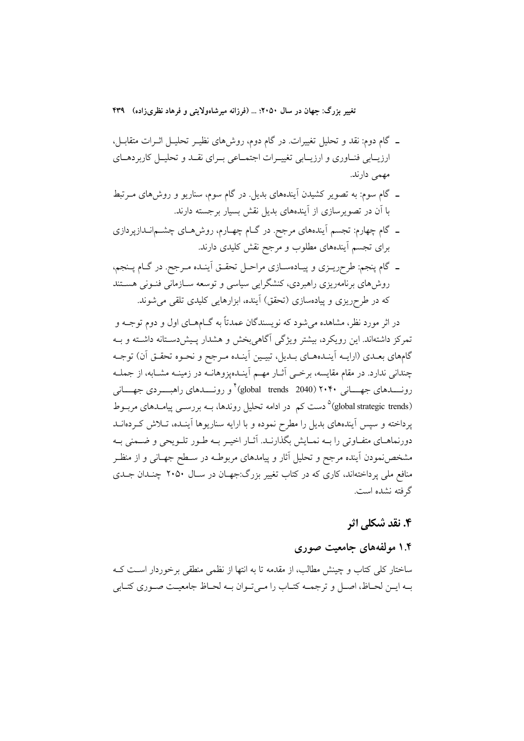- گام دوم: نقد و تحلیل تغییرات. در گام دوم، روش‌های نظیر تحلیل اثرات متقابل، ارزیابی فناوری و ارزیابی تغییرات اجتماعی برای نقد و تحلیل کاربردهای مهمی دارند.
- گام سوم: به تصویر کشیدن آینده‌های بدیل. در گام سوم، سناریو و روش‌های مرتبط با آن در تصویرسازی از آینده‌های بدیل نقش بسیار برجسته دارند.
- گام چهارم: تجسم آینده‌های مرجح. در گام چهارم، روش‌های چشم‌اندازپردازی برای تجسم آینده‌های مطلوب و مرجح نقش کلیدی دارند.
- گام پنجم: طرح‌ریزی و پیاده‌سازی مراحل تحقق آینده مرجح. در گام پنجم، روش‌های برنامه‌ریزی راهبردی، کنشگرایی سیاسی و توسعه سازمانی فنونی هستند که در طرح‌ریزی و پیاده‌سازی (تحقق) آینده، ابزارهایی کلیدی تلقی می‌شوند.

در اثر مورد نظر، مشاهده می‌شود که نویسندگان عمدتاً به گام‌های اول و دوم توجه و تمرکز داشته‌اند. این رویکرد، بیشتر ویژگی آگاهی‌بخش و هشدار پیش‌دستانه داشته و به گام‌های بعدی (ارایه آینده‌های بدیل، تبیین آینده مرجح و نحوه تحقق آن) توجه چندانی ندارد. در مقام مقایسه، برخی آثار مهم آینده‌پژوهانه در زمینه مشابه، از جمله روندهای جهانی ۲۰۴۰ (global trends 2040)[۴] و روندهای راهبردی جهانی (global strategic trends)[۵] دست کم در ادامه تحلیل روندها، به بررسی پیامدهای مربوط پرداخته و سپس آینده‌های بدیل را مطرح نموده و با ارایه سناریوها آینده، تلاش کرده‌اند دورنماهای متفاوتی را به نمایش بگذارند. آثار اخیر به طور تلویحی و ضمنی به مشخص‌نمودن آینده مرجح و تحلیل آثار و پیامدهای مربوطه در سطح جهانی و از منظر منافع ملی پرداخته‌اند، کاری که در کتاب تغییر بزرگ:جهان در سال ۲۰۵۰ چندان جدی گرفته نشده است.

## ۴. نقد شکلی اثر

### ۱.۴ مولفه‌های جامعیت صوری

ساختار کلی کتاب و چینش مطالب، از مقدمه تا به انتها از نظمی منطقی برخوردار است که به این لحاظ، اصل و ترجمه کتاب را می‌توان به لحاظ جامعیت صوری کتابی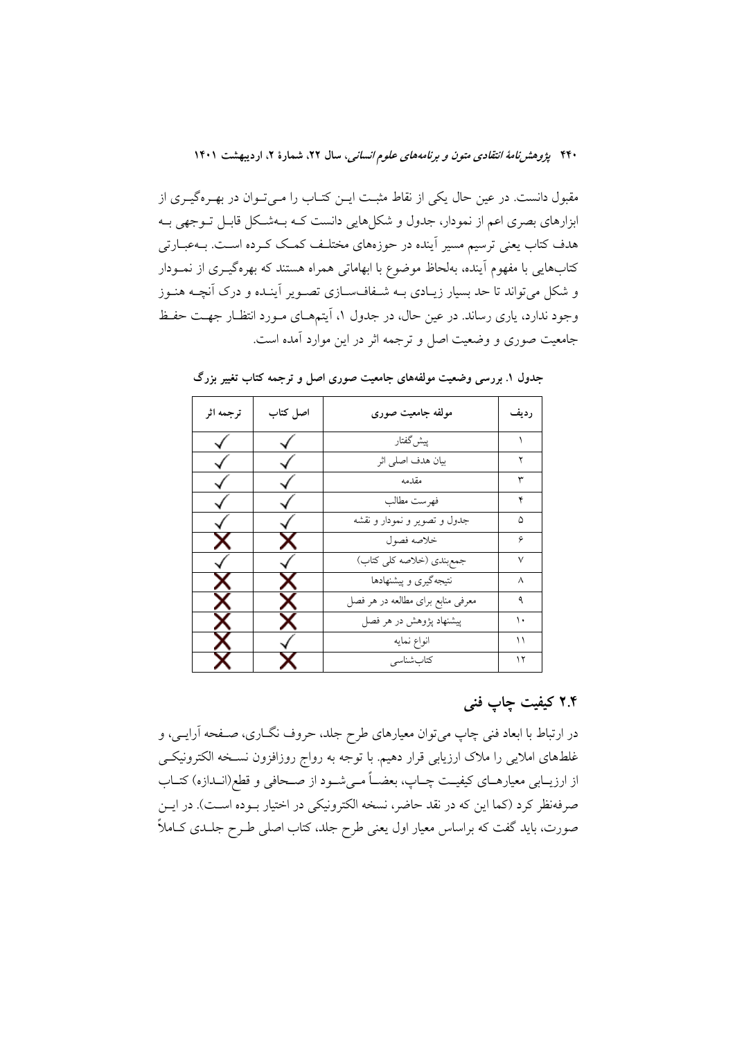مقبول دانست. در عین حال یکی از نقاط مثبت این کتاب را می‌توان در بهره‌گیری از ابزارهای بصری اعم از نمودار، جدول و شکل‌هایی دانست که به‌شکل قابل توجهی به هدف کتاب یعنی ترسیم مسیر آینده در حوزه‌های مختلف کمک کرده است. به‌عبارتی کتاب‌هایی با مفهوم آینده، به‌لحاظ موضوع با ابهاماتی همراه هستند که بهره‌گیری از نمودار و شکل می‌تواند تا حد بسیار زیادی به شفاف‌سازی تصویر آینده و درک آنچه هنوز وجود ندارد، یاری رساند. در عین حال، در جدول ۱، آیتم‌های مورد انتظار جهت حفظ جامعیت صوری و وضعیت اصل و ترجمه اثر در این موارد آمده است.

**جدول ۱. بررسی وضعیت مولفه‌های جامعیت صوری اصل و ترجمه کتاب تغییر بزرگ**

| ردیف | مولفه جامعیت صوری | اصل کتاب | ترجمه اثر |
|---|---|---|---|
| ۱ | پیش‌گفتار | ✓ | ✓ |
| ۲ | بیان هدف اصلی اثر | ✓ | ✓ |
| ۳ | مقدمه | ✓ | ✓ |
| ۴ | فهرست مطالب | ✓ | ✓ |
| ۵ | جدول و تصویر و نمودار و نقشه | ✓ | ✓ |
| ۶ | خلاصه فصول | ✗ | ✗ |
| ۷ | جمع‌بندی (خلاصه کلی کتاب) | ✓ | ✓ |
| ۸ | نتیجه‌گیری و پیشنهادها | ✗ | ✗ |
| ۹ | معرفی منابع برای مطالعه در هر فصل | ✗ | ✗ |
| ۱۰ | پیشنهاد پژوهش در هر فصل | ✗ | ✗ |
| ۱۱ | انواع نمایه | ✓ | ✗ |
| ۱۲ | کتاب‌شناسی | ✗ | ✗ |

## ۲.۴ کیفیت چاپ فنی

در ارتباط با ابعاد فنی چاپ می‌توان معیارهای طرح جلد، حروف نگاری، صفحه آرایی، و غلط‌های املایی را ملاک ارزیابی قرار دهیم. با توجه به رواج روزافزون نسخه الکترونیکی از ارزیابی معیارهای کیفیت چاپ، بعضاً می‌شود از صحافی و قطع(اندازه) کتاب صرفه‌نظر کرد (کما این که در نقد حاضر، نسخه الکترونیکی در اختیار بوده است). در این صورت، باید گفت که براساس معیار اول یعنی طرح جلد، کتاب اصلی طرح جلدی کاملاً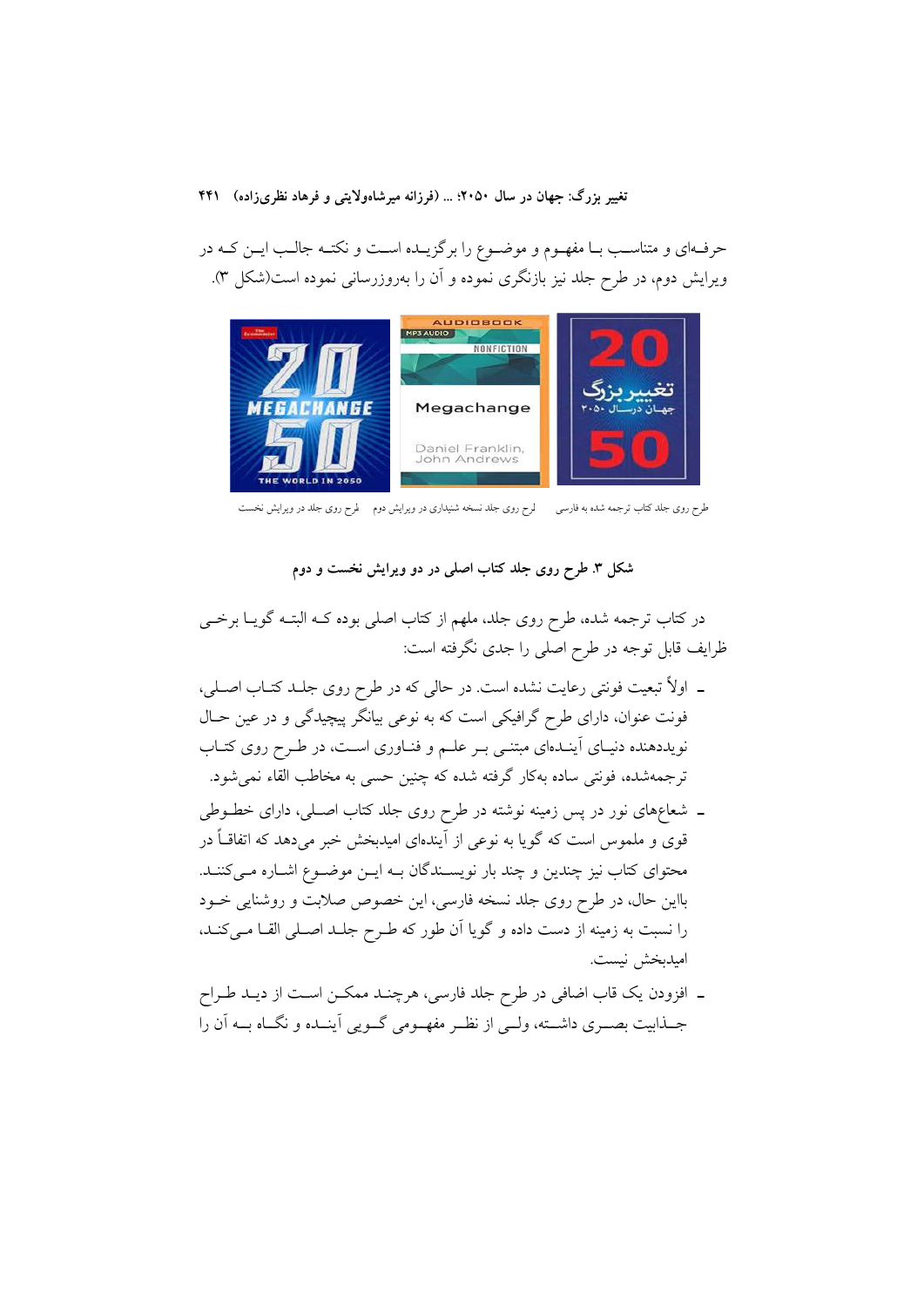حرفه‌ای و متناسب با مفهوم و موضوع را برگزیده است و نکته جالب این که در ویرایش دوم، در طرح جلد نیز بازنگری نموده و آن را به‌روزرسانی نموده است(شکل ۳).

طرح روی جلد کتاب ترجمه شده به فارسی          طرح روی جلد نسخه شنیداری در ویرایش دوم          طرح روی جلد در ویرایش نخست

**شکل ۳. طرح روی جلد کتاب اصلی در دو ویرایش نخست و دوم**

در کتاب ترجمه شده، طرح روی جلد، ملهم از کتاب اصلی بوده که البته گویا برخی ظرایف قابل توجه در طرح اصلی را جدی نگرفته است:

- اولاً تبعیت فونتی رعایت نشده است. در حالی که در طرح روی جلد کتاب اصلی، فونت عنوان، دارای طرح گرافیکی است که به نوعی بیانگر پیچیدگی و در عین حال نویددهنده دنیای آینده‌ای مبتنی بر علم و فناوری است، در طرح روی کتاب ترجمه‌شده، فونتی ساده به‌کار گرفته شده که چنین حسی به مخاطب القاء نمی‌شود.
- شعاع‌های نور در پس زمینه نوشته در طرح روی جلد کتاب اصلی، دارای خطوطی قوی و ملموس است که گویا به نوعی از آینده‌ای امیدبخش خبر می‌دهد که اتفاقاً در محتوای کتاب نیز چندین و چند بار نویسندگان به این موضوع اشاره می‌کنند. بااین حال، در طرح روی جلد نسخه فارسی، این خصوص صلابت و روشنایی خود را نسبت به زمینه از دست داده و گویا آن طور که طرح جلد اصلی القا می‌کند، امیدبخش نیست.
- افزودن یک قاب اضافی در طرح جلد فارسی، هرچند ممکن است از دید طراح جذابیت بصری داشته، ولی از نظر مفهومی گویی آینده و نگاه به آن را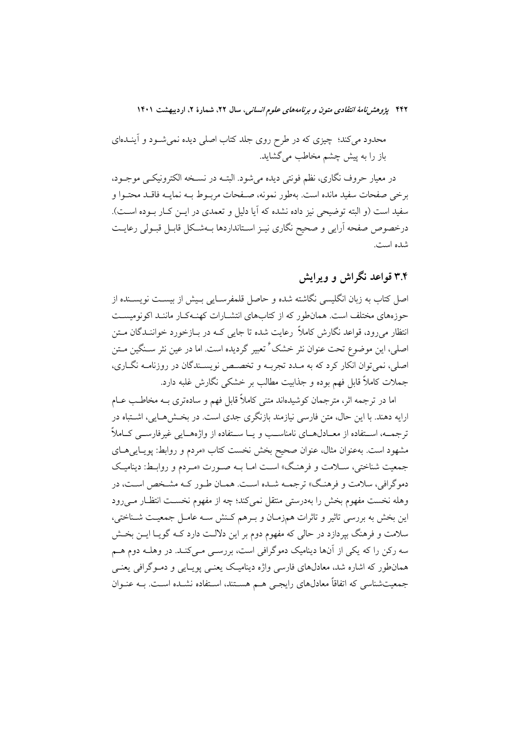محدود می‌کند؛ چیزی که در طرح روی جلد کتاب اصلی دیده نمی‌شود و آینده‌ای باز را به پیش چشم مخاطب می‌گشاید.

در معیار حروف نگاری، نظم فونتی دیده می‌شود. البته در نسخه الکترونیکی موجود، برخی صفحات سفید مانده است. به‌طور نمونه، صفحات مربوط به نمایه فاقد محتوا و سفید است (و البته توضیحی نیز داده نشده که آیا دلیل و تعمدی در این کار بوده است). درخصوص صفحه آرایی و صحیح نگاری نیز استانداردها به‌شکل قابل قبولی رعایت شده است.

## ۳.۴ قواعد نگراش و ویرایش

اصل کتاب به زبان انگلیسی نگاشته شده و حاصل قلمفرسایی بیش از بیست نویسنده از حوزه‌های مختلف است. همان‌طور که از کتاب‌های انتشارات کهنه‌کار مانند اکونومیست انتظار می‌رود، قواعد نگارش کاملاً رعایت شده تا جایی که در بازخورد خوانندگان متن اصلی، این موضوع تحت عنوان نثر خشک[۶] تعبیر گردیده است. اما در عین نثر سنگین متن اصلی، نمی‌توان انکار کرد که به مدد تجربه و تخصص نویسندگان در روزنامه نگاری، جملات کاملاً قابل فهم بوده و جذابیت مطالب بر خشکی نگارش غلبه دارد.

اما در ترجمه اثر، مترجمان کوشیده‌اند متنی کاملاً قابل فهم و ساده‌تری به مخاطب عام ارایه دهند. با این حال، متن فارسی نیازمند بازنگری جدی است. در بخش‌هایی، اشتباه در ترجمه، استفاده از معادل‌های نامناسب و یا استفاده از واژه‌هایی غیرفارسی کاملاً مشهود است. به‌عنوان مثال، عنوان صحیح بخش نخست کتاب «مردم و روابط: پویایی‌های جمعیت شناختی، سلامت و فرهنگ» است اما به صورت «مردم و روابط: دینامیک دموگرافی، سلامت و فرهنگ» ترجمه شده است. همان طور که مشخص است، در وهله نخست مفهوم بخش را به‌درستی منتقل نمی‌کند؛ چه از مفهوم نخست انتظار می‌رود این بخش به بررسی تاثیر و تاثرات هم‌زمان و برهم کنش سه عامل جمعیت شناختی، سلامت و فرهنگ بپردازد در حالی که مفهوم دوم بر این دلالت دارد که گویا این بخش سه رکن را که یکی از آن‌ها دینامیک دموگرافی است، بررسی می‌کند. در وهله دوم هم همان‌طور که اشاره شد، معادل‌های فارسی واژه دینامیک یعنی پویایی و دموگرافی یعنی جمعیت‌شناسی که اتفاقاً معادل‌های رایجی هم هستند، استفاده نشده است. به عنوان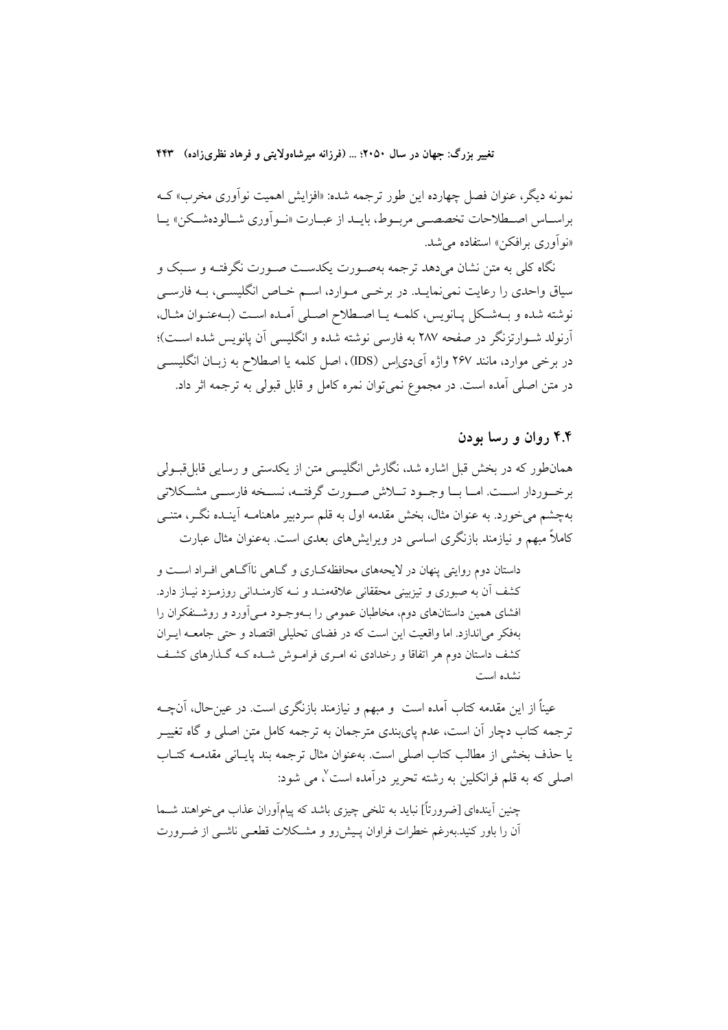نمونه دیگر، عنوان فصل چهارده این طور ترجمه شده: «افزایش اهمیت نوآوری مخرب» که براساس اصطلاحات تخصصی مربوط، باید از عبارت «نوآوری شالوده‌شکن» یا «نوآوری برافکن» استفاده می‌شد.

نگاه کلی به متن نشان می‌دهد ترجمه به‌صورت یکدست صورت نگرفته و سبک و سیاق واحدی را رعایت نمی‌نماید. در برخی موارد، اسم خاص انگلیسی، به فارسی نوشته شده و به‌شکل پانویس، کلمه یا اصطلاح اصلی آمده است (به‌عنوان مثال، آرنولد شوارتزنگر در صفحه ۲۸۷ به فارسی نوشته شده و انگلیسی آن پانویس شده است)؛ در برخی موارد، مانند ۲۶۷ واژه آی‌دی‌اس (IDS)، اصل کلمه یا اصطلاح به زبان انگلیسی در متن اصلی آمده است. در مجموع نمی‌توان نمره کامل و قابل قبولی به ترجمه اثر داد.

## ۴.۴ روان و رسا بودن

همان‌طور که در بخش قبل اشاره شد، نگارش انگلیسی متن از یکدستی و رسایی قابل‌قبولی برخوردار است. اما با وجود تلاش صورت گرفته، نسخه فارسی مشکلاتی به‌چشم می‌خورد. به عنوان مثال، بخش مقدمه اول به قلم سردبیر ماهنامه آینده نگر، متنی کاملاً مبهم و نیازمند بازنگری اساسی در ویرایش‌های بعدی است. به‌عنوان مثال عبارت

> داستان دوم روایتی پنهان در لایه‌های محافظه‌کاری و گاهی ناآگاهی افراد است و کشف آن به صبوری و تیزبینی محققانی علاقه‌مند و نه کارمندانی روزمزد نیاز دارد. افشای همین داستان‌های دوم، مخاطبان عمومی را به‌وجود می‌آورد و روشنفکران را به‌فکر می‌اندازد. اما واقعیت این است که در فضای تحلیلی اقتصاد و حتی جامعه ایران کشف داستان دوم هر اتفاقا و رخدادی نه امری فراموش شده که گذارهای کشف نشده است

عیناً از این مقدمه کتاب آمده است و مبهم و نیازمند بازنگری است. در عین‌حال، آنچه ترجمه کتاب دچار آن است، عدم پای‌بندی مترجمان به ترجمه کامل متن اصلی و گاه تغییر یا حذف بخشی از مطالب کتاب اصلی است. به‌عنوان مثال ترجمه بند پایانی مقدمه کتاب اصلی که به قلم فرانکلین به رشته تحریر درآمده است[۷]، می شود:

> چنین آینده‌ای [ضرورتاً] نباید به تلخی چیزی باشد که پیام‌آوران عذاب می‌خواهند شما آن را باور کنید.به‌رغم خطرات فراوان پیش‌رو و مشکلات قطعی ناشی از ضرورت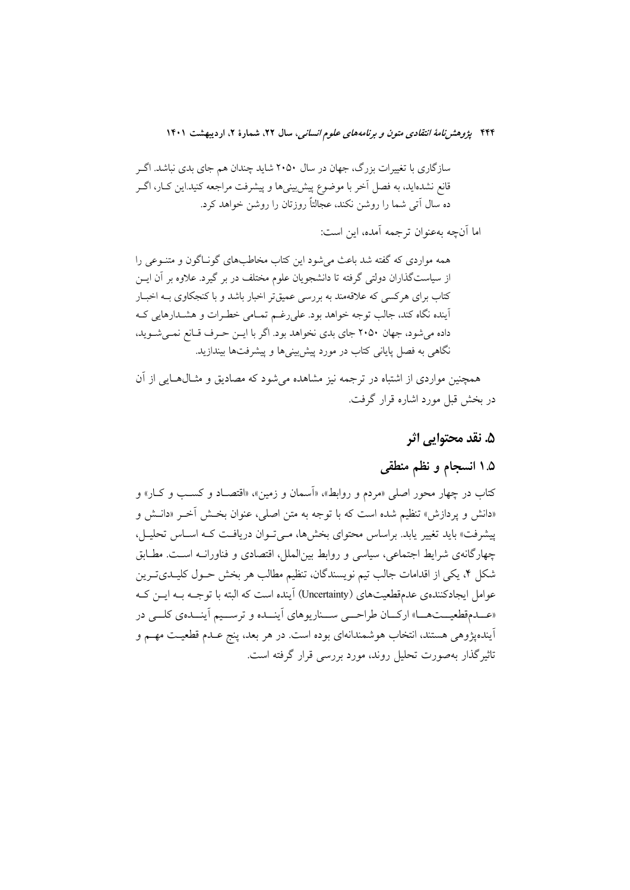سازگاری با تغییرات بزرگ، جهان در سال ۲۰۵۰ شاید چندان هم جای بدی نباشد. اگـر قانع نشده‌اید، به فصل آخر با موضوع پیش‌بینی‌ها و پیشرفت مراجعه کنید.این کـار، اگـر ده سال آتی شما را روشن نکند، عجالتاً روزتان را روشن خواهد کرد.

اما آن‌چه به‌عنوان ترجمه آمده، این است:

همه مواردی که گفته شد باعث می‌شود این کتاب مخاطب‌های گونـاگون و متنـوعی را از سیاست‌گذاران دولتی گرفته تا دانشجویان علوم مختلف در بر گیرد. علاوه بر آن ایـن کتاب برای هرکسی که علاقه‌مند به بررسی عمیق‌تر اخبار باشد و با کنجکاوی بـه اخبـار آینده نگاه کند، جالب توجه خواهد بود. علی‌رغـم تمـامی خطـرات و هشـدارهایی کـه داده می‌شود، جهان ۲۰۵۰ جای بدی نخواهد بود. اگر با ایـن حـرف قـانع نمـی‌شـوید، نگاهی به فصل پایانی کتاب در مورد پیش‌بینی‌ها و پیشرفت‌ها بیندازید.

همچنین مواردی از اشتباه در ترجمه نیز مشاهده می‌شود که مصادیق و مثـال‌هـایی از آن در بخش قبل مورد اشاره قرار گرفت.

## ۵. نقد محتوایی اثر

### ۱.۵ انسجام و نظم منطقی

کتاب در چهار محور اصلی «مردم و روابط»، «آسمان و زمین»، «اقتصـاد و کسـب و کـار» و «دانش و پردازش» تنظیم شده است که با توجه به متن اصلی، عنوان بخـش آخـر «دانـش و پیشرفت» باید تغییر یابد. براساس محتوای بخش‌ها، مـی‌تـوان دریافـت کـه اسـاس تحلیـل، چهارگانه‌ی شرایط اجتماعی، سیاسی و روابط بین‌الملل، اقتصادی و فناورانـه اسـت. مطـابق شکل ۴، یکی از اقدامات جالب تیم نویسندگان، تنظیم مطالب هر بخش حـول کلیـدی‌تـرین عوامل ایجادکننده‌ی عدم‌قطعیت‌های (Uncertainty) آینده است که البته با توجـه بـه ایـن کـه «عـدم‌قطعیت‌هـا» ارکـان طراحـی سـناریوهای آینـده و ترسـیم آینـده‌ی کلـی در آینده‌پژوهی هستند، انتخاب هوشمندانه‌ای بوده است. در هر بعد، پنج عـدم قطعیـت مهـم و تاثیرگذار به‌صورت تحلیل روند، مورد بررسی قرار گرفته است.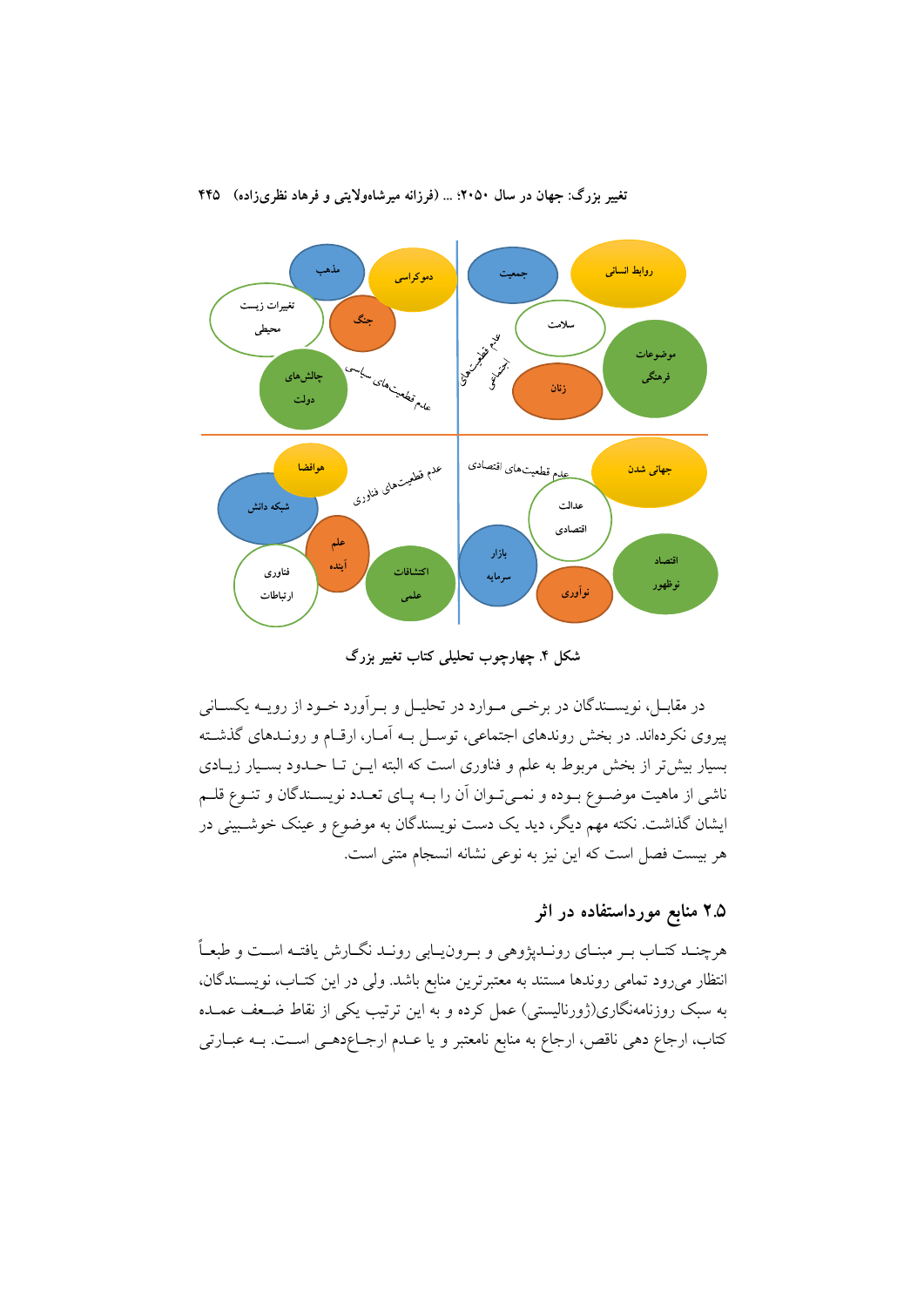شکل ۴. چهارچوب تحلیلی کتاب تغییر بزرگ

در مقابل، نویسندگان در برخی موارد در تحلیل و برآورد خود از رویه یکسانی پیروی نکرده‌اند. در بخش روندهای اجتماعی، توسل به آمار، ارقام و روندهای گذشته بسیار بیش‌تر از بخش مربوط به علم و فناوری است که البته این تا حدود بسیار زیادی ناشی از ماهیت موضوع بوده و نمی‌توان آن را به پای تعدد نویسندگان و تنوع قلم ایشان گذاشت. نکته مهم دیگر، دید یک دست نویسندگان به موضوع و عینک خوشبینی در هر بیست فصل است که این نیز به نوعی نشانه انسجام متنی است.

## ۲.۵ منابع مورداستفاده در اثر

هرچند کتاب بر مبنای روندپژوهی و برون‌یابی روند نگارش یافته است و طبعاً انتظار می‌رود تمامی روندها مستند به معتبرترین منابع باشد. ولی در این کتاب، نویسندگان، به سبک روزنامه‌نگاری(ژورنالیستی) عمل کرده و به این ترتیب یکی از نقاط ضعف عمده کتاب، ارجاع دهی ناقص، ارجاع به منابع نامعتبر و یا عدم ارجاع‌دهی است. به عبارتی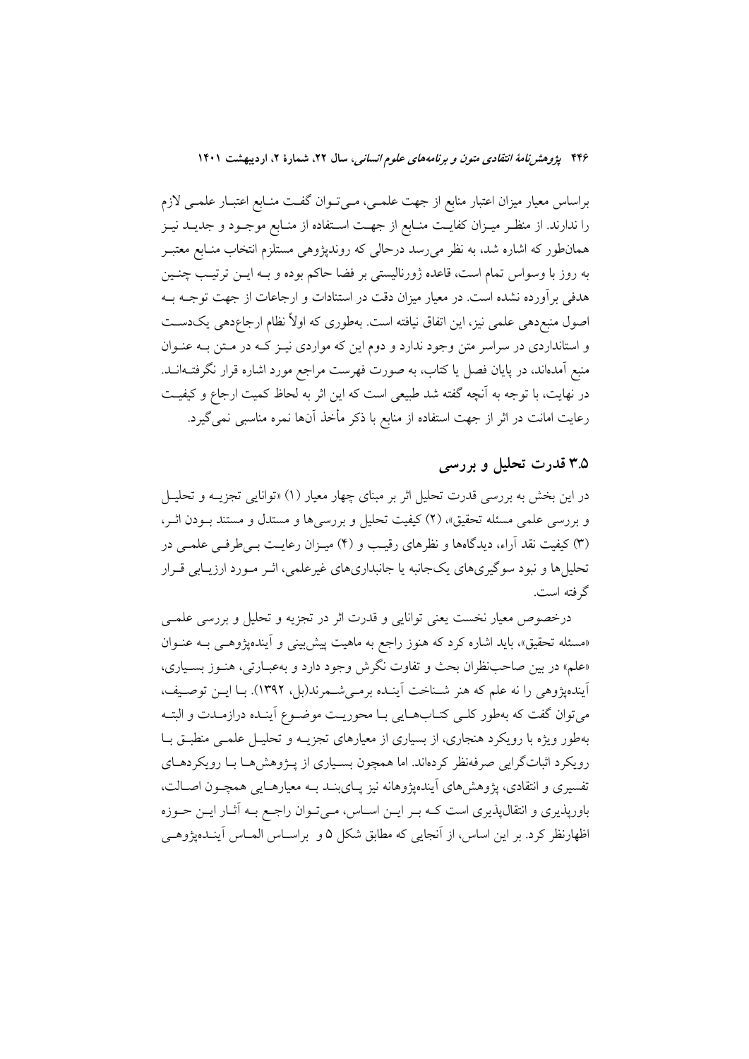براساس معیار میزان اعتبار منابع از جهت علمی، می‌توان گفت منابع اعتبار علمی لازم را ندارند. از منظر میزان کفایت منابع از جهت استفاده از منابع موجود و جدید نیز همان‌طور که اشاره شد، به نظر می‌رسد درحالی که روندپژوهی مستلزم انتخاب منابع معتبر به روز با وسواس تمام است، قاعده ژورنالیستی بر فضا حاکم بوده و بـه ایـن ترتیب چنین هدفی برآورده نشده است. در معیار میزان دقت در استنادات و ارجاعات از جهت توجه به اصول منبع‌دهی علمی نیز، این اتفاق نیافته است. به‌طوری که اولاً نظام ارجاع‌دهی یک‌دست و استانداردی در سراسر متن وجود ندارد و دوم این که مواردی نیز کـه در متن بـه عنوان منبع آمده‌اند، در پایان فصل یا کتاب، به صورت فهرست مراجع مورد اشاره قرار نگرفته‌اند. در نهایت، با توجه به آنچه گفته شد طبیعی است که این اثر به لحاظ کمیت ارجاع و کیفیت رعایت امانت در اثر از جهت استفاده از منابع با ذکر مأخذ آن‌ها نمره مناسبی نمی‌گیرد.

## ۳.۵ قدرت تحلیل و بررسی

در این بخش به بررسی قدرت تحلیل اثر بر مبنای چهار معیار (۱) «توانایی تجزیه و تحلیل و بررسی علمی مسئله تحقیق»، (۲) کیفیت تحلیل و بررسی‌ها و مستدل و مستند بودن اثر، (۳) کیفیت نقد آراء، دیدگاه‌ها و نظرهای رقیب و (۴) میزان رعایت بی‌طرفی علمی در تحلیل‌ها و نبود سوگیری‌های یک‌جانبه یا جانبداری‌های غیرعلمی، اثر مورد ارزیابی قرار گرفته است.

درخصوص معیار نخست یعنی توانایی و قدرت اثر در تجزیه و تحلیل و بررسی علمی «مسئله تحقیق»، باید اشاره کرد که هنوز راجع به ماهیت پیش‌بینی و آینده‌پژوهی بـه عنوان «علم» در بین صاحب‌نظران بحث و تفاوت نگرش وجود دارد و به‌عبارتی، هنوز بسیاری، آینده‌پژوهی را نه علم که هنر شناخت آینده برمی‌شمرند(بل، ۱۳۹۲). با ایـن توصیف، می‌توان گفت که به‌طور کلی کتاب‌هایی با محوریت موضوع آینده درازمدت و البته به‌طور ویژه با رویکرد هنجاری، از بسیاری از معیارهای تجزیه و تحلیل علمی منطبق با رویکرد اثبات‌گرایی صرف‌نظر کرده‌اند. اما همچون بسیاری از پـژوهش‌ها بـا رویکردهای تفسیری و انتقادی، پژوهش‌های آینده‌پژوهانه نیز پای‌بند بـه معیارهایی همچون اصالت، باورپذیری و انتقال‌پذیری است کـه بـر ایـن اسـاس، مـی‌تـوان راجـع بـه آثـار ایـن حـوزه اظهارنظر کرد. بر این اساس، از آنجایی که مطابق شکل ۵ و براساس الماس آینده‌پژوهی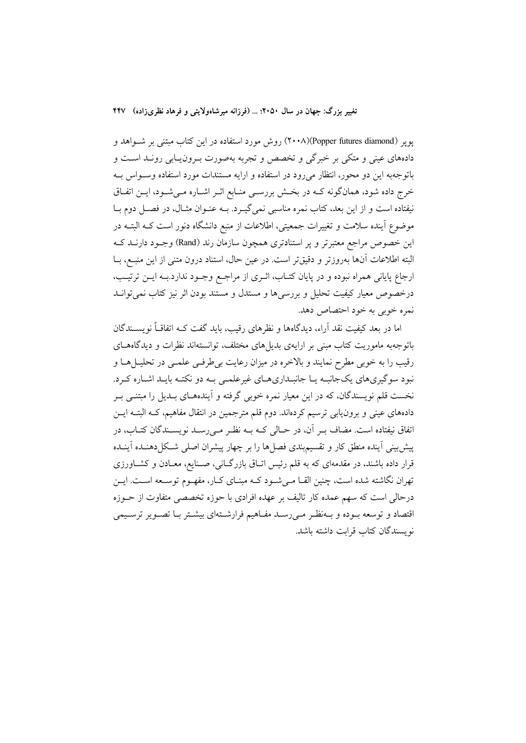پوپر (Popper futures diamond)(۲۰۰۸) روش مورد استفاده در این کتاب مبتنی بر شـواهد و داده‌های عینی و متکی بر خبرگی و تخصص و تجربه به‌صورت بـرون‌یـابی رونـد اسـت و باتوجه‌به این دو محور، انتظار می‌رود در استفاده و ارایه مستندات مورد استفاده وسـواس بـه خرج داده شود، همان‌گونه کـه در بخـش بررسـی منـابع اثـر اشـاره مـی‌شـود، ایـن اتفـاق نیفتاده است و از این بعد، کتاب نمره مناسبی نمی‌گیـرد. بـه عنـوان مثـال، در فصـل دوم بـا موضوع آینده سلامت و تغییرات جمعیتی، اطلاعات از منبع دانشگاه دنور است کـه البتـه در این خصوص مراجع معتبرتر و پر استنادتری همچون سازمان رند (Rand) وجـود دارنـد کـه البته اطلاعات آن‌ها به‌روزتر و دقیق‌تر است. در عین حال، استناد درون متنی از این منبـع، بـا ارجاع پایانی همراه نبوده و در پایان کتـاب، اثـری از مراجـع وجـود ندارد.بـه ایـن ترتیـب، درخصوص معیار کیفیت تحلیل و بررسی‌ها و مستدل و مستند بودن اثر نیز کتاب نمی‌توانـد نمره خوبی به خود احتصاص دهد.

اما در بعد کیفیت نقد آراء، دیدگاه‌ها و نظرهای رقیب، باید گفت کـه اتفاقـاً نویسـندگان باتوجه‌به ماموریت کتاب مبنی بر ارایه‌ی بدیل‌های مختلف، توانسته‌اند نظرات و دیدگاه‌هـای رقیب را به خوبی مطرح نمایند و بالاخره در میزان رعایت بی‌طرفـی علمـی در تحلیـل‌هـا و نبود سوگیری‌های یک‌جانبـه یـا جانبـداری‌هـای غیرعلمـی بـه دو نکتـه بایـد اشـاره کـرد. نخست قلم نویسندگان، که در این معیار نمره خوبی گرفته و آینده‌هـای بـدیل را مبتنـی بـر داده‌های عینی و برون‌یابی ترسیم کرده‌اند. دوم قلم مترجمین در انتقال مفاهیم، کـه البتـه ایـن اتفاق نیفتاده است. مضاف بـر آن، در حـالی کـه بـه نظـر مـی‌رسـد نویسـندگان کتـاب، در پیش‌بینی آینده منطق کار و تقسیم‌بندی فصل‌ها را بر چهار پیشران اصلی شـکل‌دهنـده آینـده قرار داده باشند، در مقدمه‌ای که به قلم رئیس اتـاق بازرگـانی، صـنایع، معـادن و کشـاورزی تهران نگاشته شده است، چنین القـا مـی‌شـود کـه مبنـای کـار، مفهـوم توسـعه اسـت. ایـن درحالی است که سهم عمده کار تالیف بر عهده افرادی با حوزه تخصصی متفاوت از حـوزه اقتصاد و توسعه بـوده و بـه‌نظـر مـی‌رسـد مفـاهیم فرارشـته‌ای بیشـتر بـا تصـویر ترسـیمی نویسندگان کتاب قرابت داشته باشد.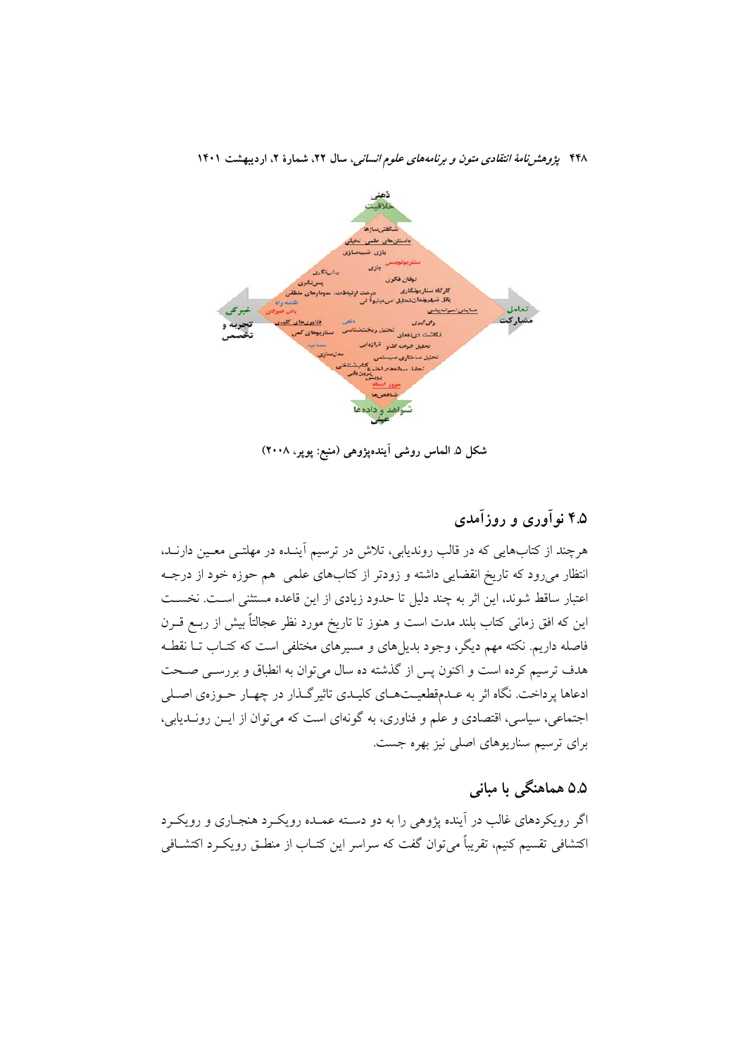شکل ۵. الماس روشی آینده‌پژوهی (منبع: پوپر، ۲۰۰۸)

## ۴.۵ نوآوری و روزآمدی

هرچند از کتاب‌هایی که در قالب روندیابی، تلاش در ترسیم آینـده در مهلتـی معـین دارنـد، انتظار می‌رود که تاریخ انقضایی داشته و زودتر از کتاب‌های علمی هم حوزه خود از درجـه اعتبار ساقط شوند، این اثر به چند دلیل تا حدود زیادی از این قاعده مستثنی اسـت. نخسـت این که افق زمانی کتاب بلند مدت است و هنوز تا تاریخ مورد نظر عجالتاً بیش از ربـع قـرن فاصله داریم. نکته مهم دیگر، وجود بدیل‌های و مسیرهای مختلفی است که کتـاب تـا نقطـه هدف ترسیم کرده است و اکنون پس از گذشته ده سال می‌توان به انطباق و بررسـی صـحت ادعاها پرداخت. نگاه اثر به عـدم‌قطعیـت‌هـای کلیـدی تاثیرگـذار در چهـار حـوزه‌ی اصـلی اجتماعی، سیاسی، اقتصادی و علم و فناوری، به گونه‌ای است که می‌توان از ایـن رونـدیابی، برای ترسیم سناریوهای اصلی نیز بهره جست.

## ۵.۵ هماهنگی با مبانی

اگر رویکردهای غالب در آینده پژوهی را به دو دسـته عمـده رویکـرد هنجـاری و رویکـرد اکتشافی تقسیم کنیم، تقریباً می‌توان گفت که سراسر این کتـاب از منطـق رویکـرد اکتشـافی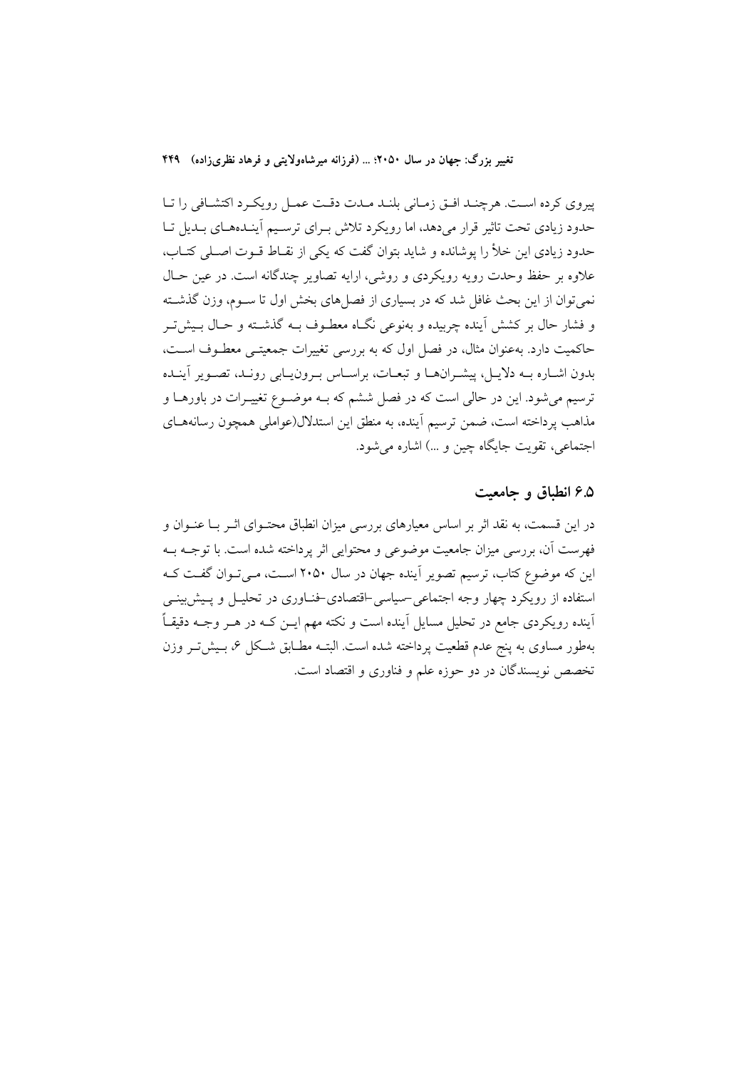پیروی کرده است. هرچند افق زمانی بلند مدت دقت عمل رویکرد اکتشافی را تا حدود زیادی تحت تاثیر قرار می‌دهد، اما رویکرد تلاش برای ترسیم آینده‌های بدیل تا حدود زیادی این خلأ را پوشانده و شاید بتوان گفت که یکی از نقاط قوت اصلی کتاب، علاوه بر حفظ وحدت رویه رویکردی و روشی، ارایه تصاویر چندگانه است. در عین حال نمی‌توان از این بحث غافل شد که در بسیاری از فصل‌های بخش اول تا سوم، وزن گذشته و فشار حال بر کشش آینده چربیده و به‌نوعی نگاه معطوف به گذشته و حال بیش‌تر حاکمیت دارد. به‌عنوان مثال، در فصل اول که به بررسی تغییرات جمعیتی معطوف است، بدون اشاره به دلایل، پیشران‌ها و تبعات، براساس برون‌یابی روند، تصویر آینده ترسیم می‌شود. این در حالی است که در فصل ششم که به موضوع تغییرات در باورها و مذاهب پرداخته است، ضمن ترسیم آینده، به منطق این استدلال(عواملی همچون رسانه‌های اجتماعی، تقویت جایگاه چین و ...) اشاره می‌شود.

## ۶.۵ انطباق و جامعیت

در این قسمت، به نقد اثر بر اساس معیارهای بررسی میزان انطباق محتوای اثر با عنوان و فهرست آن، بررسی میزان جامعیت موضوعی و محتوایی اثر پرداخته شده است. با توجه به این که موضوع کتاب، ترسیم تصویر آینده جهان در سال ۲۰۵۰ است، می‌توان گفت که استفاده از رویکرد چهار وجه اجتماعی-سیاسی-اقتصادی-فناوری در تحلیل و پیش‌بینی آینده رویکردی جامع در تحلیل مسایل آینده است و نکته مهم این که در هر وجه دقیقاً به‌طور مساوی به پنج عدم قطعیت پرداخته شده است. البته مطابق شکل ۶، بیش‌تر وزن تخصص نویسندگان در دو حوزه علم و فناوری و اقتصاد است.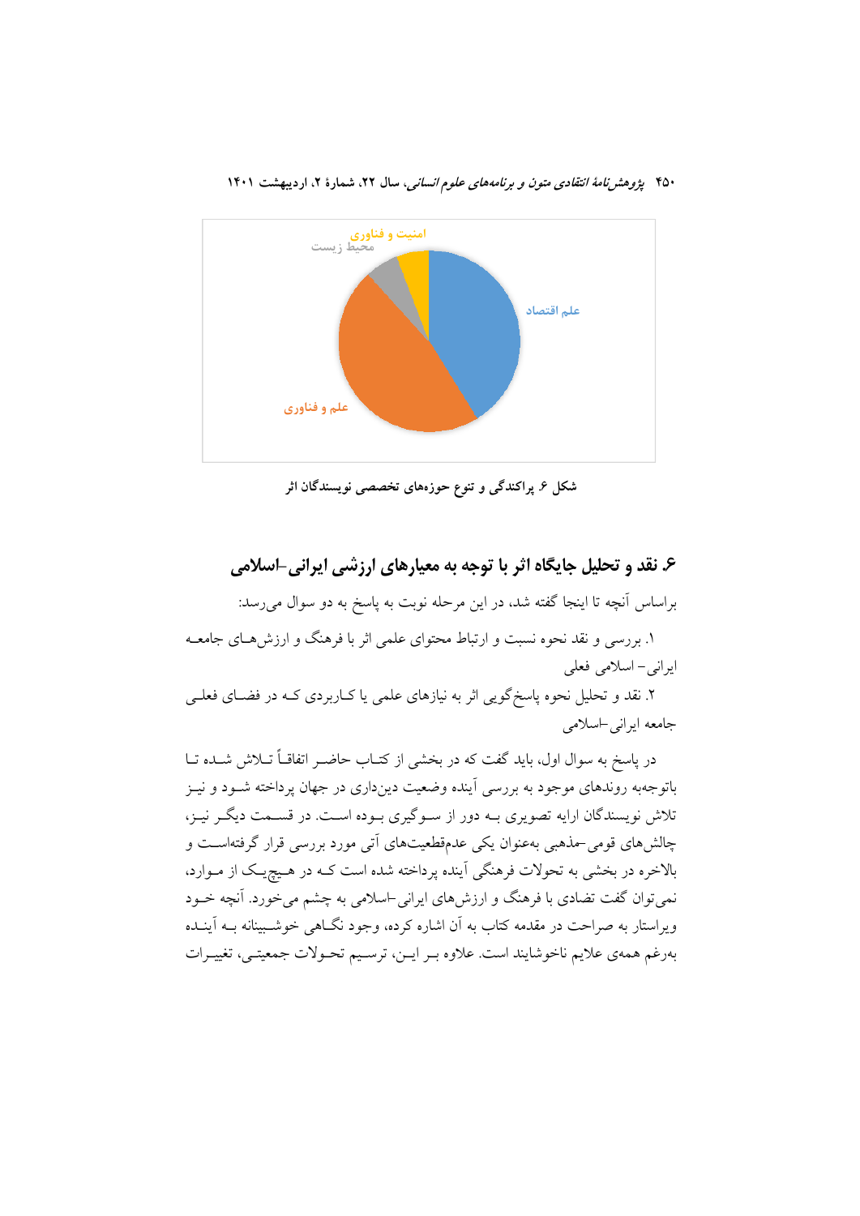امنیت و فناوری

محیط زیست

علم اقتصاد

علم و فناوری

شکل ۶. پراکندگی و تنوع حوزه‌های تخصصی نویسندگان اثر

## ۶. نقد و تحلیل جایگاه اثر با توجه به معیارهای ارزشی ایرانی-اسلامی

براساس آنچه تا اینجا گفته شد، در این مرحله نوبت به پاسخ به دو سوال می‌رسد:

۱. بررسی و نقد نحوه نسبت و ارتباط محتوای علمی اثر با فرهنگ و ارزش‌های جامعه ایرانی- اسلامی فعلی

۲. نقد و تحلیل نحوه پاسخ‌گویی اثر به نیازهای علمی یا کاربردی که در فضای فعلی جامعه ایرانی-اسلامی

در پاسخ به سوال اول، باید گفت که در بخشی از کتاب حاضر اتفاقاً تلاش شده تا باتوجه‌به روندهای موجود به بررسی آینده وضعیت دین‌داری در جهان پرداخته شود و نیز تلاش نویسندگان ارایه تصویری به دور از سوگیری بوده است. در قسمت دیگر نیز، چالش‌های قومی-مذهبی به‌عنوان یکی عدم‌قطعیت‌های آتی مورد بررسی قرار گرفته‌است و بالاخره در بخشی به تحولات فرهنگی آینده پرداخته شده است که در هیچ‌یک از موارد، نمی‌توان گفت تضادی با فرهنگ و ارزش‌های ایرانی-اسلامی به چشم می‌خورد. آنچه خود ویراستار به صراحت در مقدمه کتاب به آن اشاره کرده، وجود نگاهی خوشبینانه به آینده به‌رغم همه‌ی علایم ناخوشایند است. علاوه بر این، ترسیم تحولات جمعیتی، تغییرات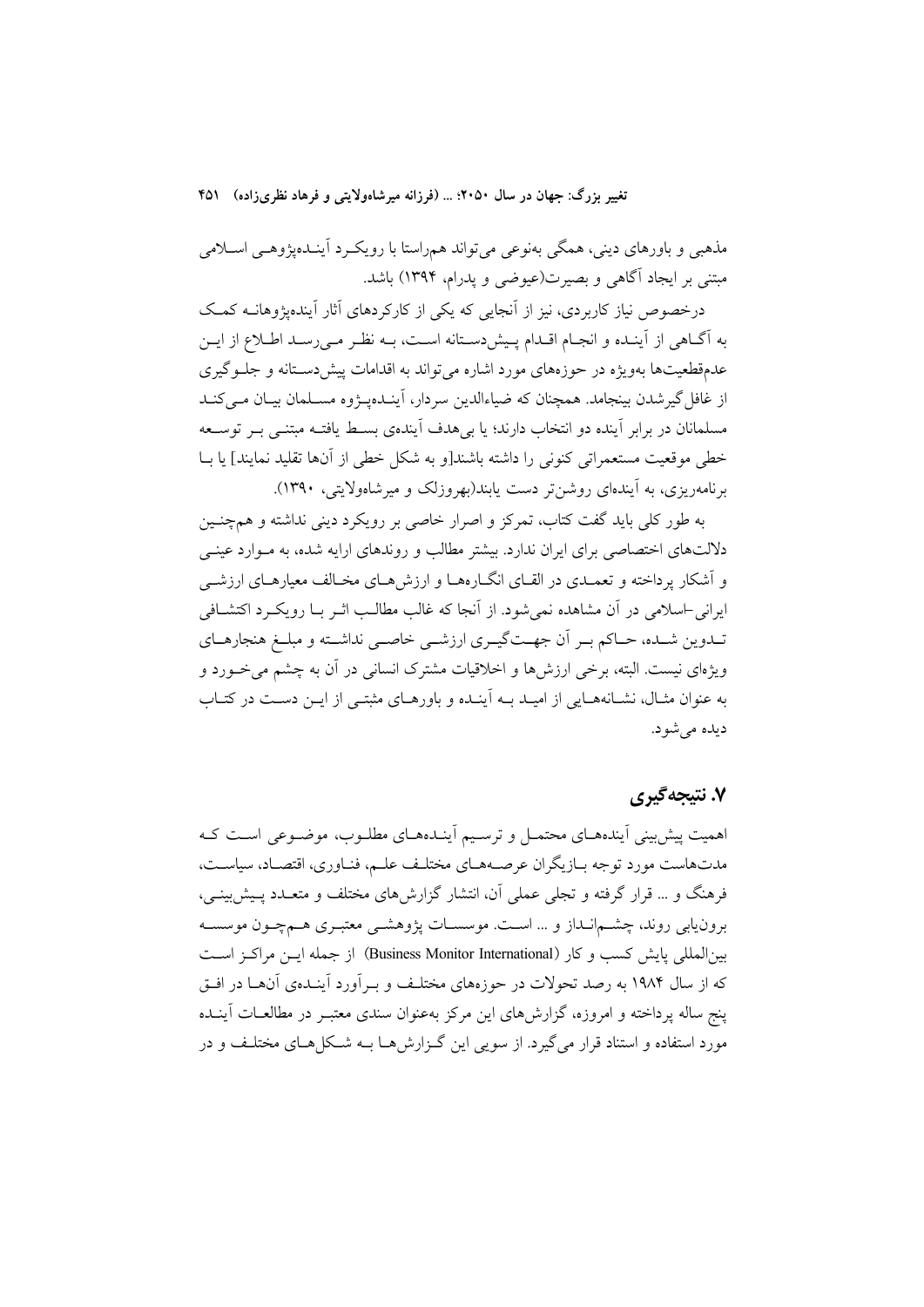مذهبی و باورهای دینی، همگی به‌نوعی می‌تواند هم‌راستا با رویکرد آینده‌پژوهی اسلامی مبتنی بر ایجاد آگاهی و بصیرت(عیوضی و پدرام، ۱۳۹۴) باشد.

درخصوص نیاز کاربردی، نیز از آنجایی که یکی از کارکردهای آثار آینده‌پژوهانه کمک به آگاهی از آینده و انجام اقدام پیش‌دستانه است، به نظر می‌رسد اطلاع از این عدم‌قطعیت‌ها به‌ویژه در حوزه‌های مورد اشاره می‌تواند به اقدامات پیش‌دستانه و جلوگیری از غافل‌گیرشدن بینجامد. همچنان که ضیاءالدین سردار، آینده‌پژوه مسلمان بیان می‌کند مسلمانان در برابر آینده دو انتخاب دارند؛ یا بی‌هدف آینده‌ی بسط یافته مبتنی بر توسعه خطی موقعیت مستعمراتی کنونی را داشته باشند[و به شکل خطی از آن‌ها تقلید نمایند] یا با برنامه‌ریزی، به آینده‌ای روشن‌تر دست یابند(بهروزلک و میرشاه‌ولایتی، ۱۳۹۰).

به طور کلی باید گفت کتاب، تمرکز و اصرار خاصی بر رویکرد دینی نداشته و همچنین دلالت‌های اختصاصی برای ایران ندارد. بیشتر مطالب و روندهای ارایه شده، به موارد عینی و آشکار پرداخته و تعمدی در القای انگاره‌ها و ارزش‌های مخالف معیارهای ارزشی ایرانی-اسلامی در آن مشاهده نمی‌شود. از آنجا که غالب مطالب اثر با رویکرد اکتشافی تدوین شده، حاکم بر آن جهت‌گیری ارزشی خاصی نداشته و مبلغ هنجارهای ویژه‌ای نیست. البته، برخی ارزش‌ها و اخلاقیات مشترک انسانی در آن به چشم می‌خورد و به عنوان مثال، نشانه‌هایی از امید به آینده و باورهای مثبتی از این دست در کتاب دیده می‌شود.

## ۷. نتیجه‌گیری

اهمیت پیش‌بینی آینده‌های محتمل و ترسیم آینده‌های مطلوب، موضوعی است که مدت‌هاست مورد توجه بازیگران عرصه‌های مختلف علم، فناوری، اقتصاد، سیاست، فرهنگ و ... قرار گرفته و تجلی عملی آن، انتشار گزارش‌های مختلف و متعدد پیش‌بینی، برون‌یابی روند، چشم‌انداز و ... است. موسسات پژوهشی معتبری هم‌چون موسسه بین‌المللی پایش کسب و کار (Business Monitor International) از جمله این مراکز است که از سال ۱۹۸۴ به رصد تحولات در حوزه‌های مختلف و برآورد آینده‌ی آن‌ها در افق پنج ساله پرداخته و امروزه، گزارش‌های این مرکز به‌عنوان سندی معتبر در مطالعات آینده مورد استفاده و استناد قرار می‌گیرد. از سویی این گزارش‌ها به شکل‌های مختلف و در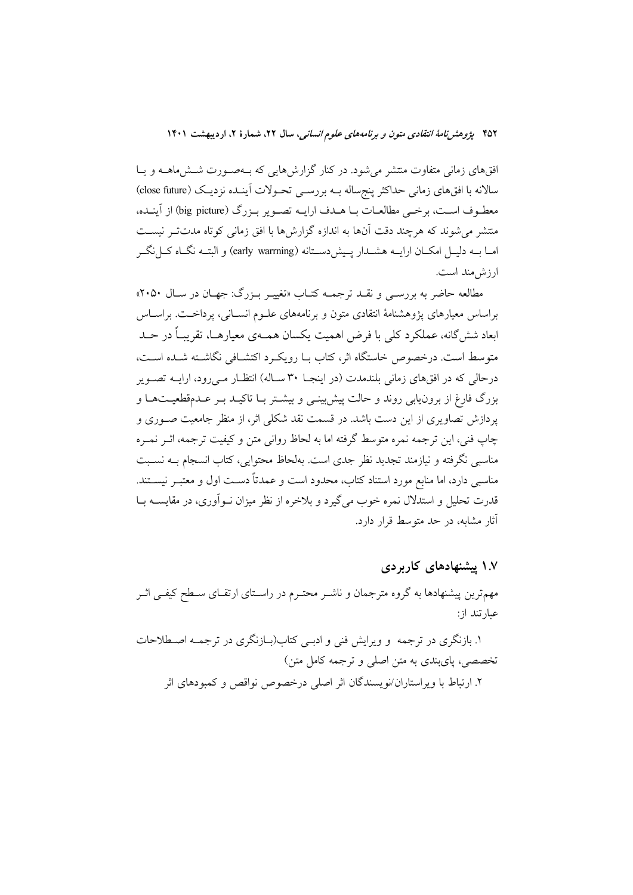افق‌های زمانی متفاوت منتشر می‌شود. در کنار گزارش‌هایی که به‌صورت شش‌ماهه و یا سالانه با افق‌های زمانی حداکثر پنج‌ساله به بررسی تحولات آینده نزدیک (close future) معطوف است، برخی مطالعات با هدف ارایه تصویر بزرگ (big picture) از آینده، منتشر می‌شوند که هرچند دقت آن‌ها به اندازه گزارش‌ها با افق زمانی کوتاه مدت‌تر نیست اما به دلیل امکان ارایه هشدار پیش‌دستانه (early warrning) و البته نگاه کل‌نگر ارزش‌مند است.

مطالعه حاضر به بررسی و نقد ترجمه کتاب «تغییر بزرگ: جهان در سال ۲۰۵۰» براساس معیارهای پژوهشنامهٔ انتقادی متون و برنامه‌های علوم انسانی، پرداخت. براساس ابعاد شش‌گانه، عملکرد کلی با فرض اهمیت یکسان همه‌ی معیارها، تقریباً در حد متوسط است. درخصوص خاستگاه اثر، کتاب با رویکرد اکتشافی نگاشته شده است، درحالی که در افق‌های زمانی بلندمدت (در اینجا ۳۰ ساله) انتظار می‌رود، ارایه تصویر بزرگ فارغ از برون‌یابی روند و حالت پیش‌بینی و بیشتر با تاکید بر عدم‌قطعیت‌ها و پردازش تصاویری از این دست باشد. در قسمت نقد شکلی اثر، از منظر جامعیت صوری و چاپ فنی، این ترجمه نمره متوسط گرفته اما به لحاظ روانی متن و کیفیت ترجمه، اثر نمره مناسبی نگرفته و نیازمند تجدید نظر جدی است. به‌لحاظ محتوایی، کتاب انسجام به نسبت مناسبی دارد، اما منابع مورد استناد کتاب، محدود است و عمدتاً دست اول و معتبر نیستند. قدرت تحلیل و استدلال نمره خوب می‌گیرد و بلاخره از نظر میزان نوآوری، در مقایسه با آثار مشابه، در حد متوسط قرار دارد.

## ۱.۷ پیشنهادهای کاربردی

مهم‌ترین پیشنهادها به گروه مترجمان و ناشر محترم در راستای ارتقای سطح کیفی اثر عبارتند از:

۱. بازنگری در ترجمه و ویرایش فنی و ادبی کتاب(بازنگری در ترجمه اصطلاحات تخصصی، پای‌بندی به متن اصلی و ترجمه کامل متن)

۲. ارتباط با ویراستاران/نویسندگان اثر اصلی درخصوص نواقص و کمبودهای اثر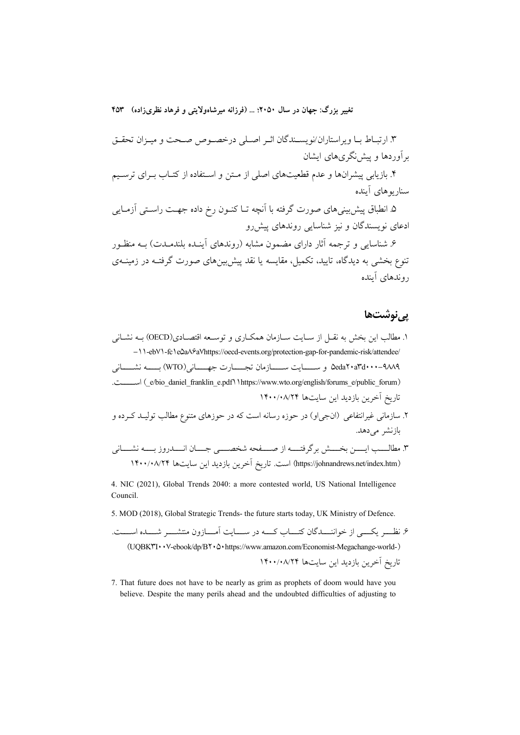۳. ارتباط با ویراستاران/نویسندگان اثر اصلی درخصوص صحت و میزان تحقق برآوردها و پیش‌نگری‌های ایشان

۴. بازیابی پیشران‌ها و عدم قطعیت‌های اصلی از متن و استفاده از کتاب برای ترسیم سناریوهای آینده

۵. انطباق پیش‌بینی‌های صورت گرفته با آنچه تا کنون رخ داده جهت راستی آزمایی ادعای نویسندگان و نیز شناسایی روندهای پیش‌رو

۶. شناسایی و ترجمه آثار دارای مضمون مشابه (روندهای آینده بلندمدت) به منظور تنوع بخشی به دیدگاه، تایید، تکمیل، مقایسه یا نقد پیش‌بین‌های صورت گرفته در زمینه‌ی روندهای آینده

## پی‌نوشت‌ها

۱. مطالب این بخش به نقل از سایت سازمان همکاری و توسعه اقتصادی(OECD) به نشانی https://oecd-events.org/protection-gap-for-pandemic-risk/attendee/a7a86a5e1c1-fc71eb-11- ۹۸۸۹-۵eda۲۰a۳d۰۰۰ و سایت سازمان تجارت جهانی(WTO) به نشانی (https://www.wto.org/english/forums_e/public_forum11/bio_daniel_franklin_e.pdf) است. تاریخ آخرین بازدید این سایت‌ها ۱۴۰۰/۰۸/۲۴

۲. سازمانی غیرانتفاعی (ان‌جی‌او) در حوزه رسانه است که در حوزهای متنوع مطالب تولید کرده و بازنشر می‌دهد.

۳. مطالب این بخش برگرفته از صفحه شخصی جان اندروز به نشانی (https://johnandrews.net/index.htm) است. تاریخ آخرین بازدید این سایت‌ها ۱۴۰۰/۰۸/۲۴

4. NIC (2021), Global Trends 2040: a more contested world, US National Intelligence Council.

5. MOD (2018), Global Strategic Trends- the future starts today, UK Ministry of Defence.

۶. نظر یکی از خوانندگان کتاب که در سایت آمازون منتشر شده است. (https://www.amazon.com/Economist-Megachange-world-2050-ebook/dp/B007UQBK3I) تاریخ آخرین بازدید این سایت‌ها ۱۴۰۰/۰۸/۲۴

7. That future does not have to be nearly as grim as prophets of doom would have you believe. Despite the many perils ahead and the undoubted difficulties of adjusting to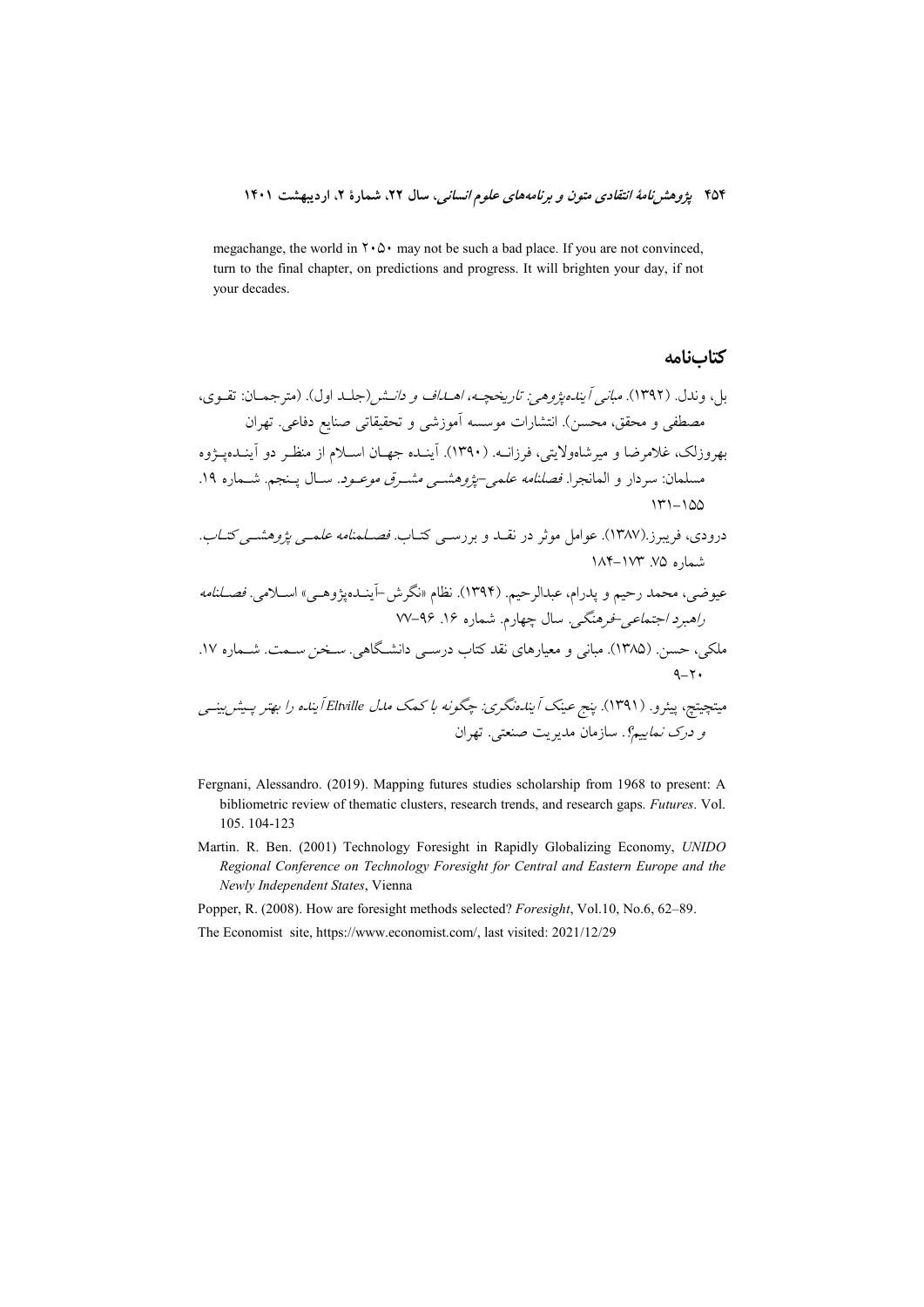megachange, the world in ۲۰۵۰ may not be such a bad place. If you are not convinced, turn to the final chapter, on predictions and progress. It will brighten your day, if not your decades.

## کتاب‌نامه

بل، وندل. (۱۳۹۲). *مبانی آینده‌پژوهی: تاریخچه، اهداف و دانش*(جلد اول). (مترجمان: تقوی، مصطفی و محقق، محسن). انتشارات موسسه آموزشی و تحقیقاتی صنایع دفاعی. تهران

بهروزلک، غلامرضا و میرشاه‌ولایتی، فرزانه. (۱۳۹۰). آینده جهان اسلام از منظر دو آینده‌پژوه مسلمان: سردار و المانجرا. *فصلنامه علمی-پژوهشی مشرق موعود*. سال پنجم. شماره ۱۹. ۱۵۵-۱۳۱

درودی، فریبرز.(۱۳۸۷). عوامل موثر در نقد و بررسی کتاب. *فصلنامه علمی پژوهشی کتاب*. شماره ۷۵. ۱۸۴-۱۷۳

عیوضی، محمد رحیم و پدرام، عبدالرحیم. (۱۳۹۴). نظام «نگرش-آینده‌پژوهی» اسلامی. *فصلنامه راهبرد اجتماعی-فرهنگی*. سال چهارم. شماره ۱۶. ۹۶-۷۷

ملکی، حسن. (۱۳۸۵). مبانی و معیارهای نقد کتاب درسی دانشگاهی. *سخن سمت*. شماره ۱۷. ۲۰-۹

میتچیچ، پیترو. (۱۳۹۱). *پنج عینک آینده‌نگری: چگونه با کمک مدل Eltville آینده را بهتر پیش‌بینی و درک نماییم؟*. سازمان مدیریت صنعتی. تهران

Fergnani, Alessandro. (2019). Mapping futures studies scholarship from 1968 to present: A bibliometric review of thematic clusters, research trends, and research gaps. *Futures*. Vol. 105. 104-123

Martin. R. Ben. (2001) Technology Foresight in Rapidly Globalizing Economy, *UNIDO Regional Conference on Technology Foresight for Central and Eastern Europe and the Newly Independent States*, Vienna

Popper, R. (2008). How are foresight methods selected? *Foresight*, Vol.10, No.6, 62–89.

The Economist site, https://www.economist.com/, last visited: 2021/12/29